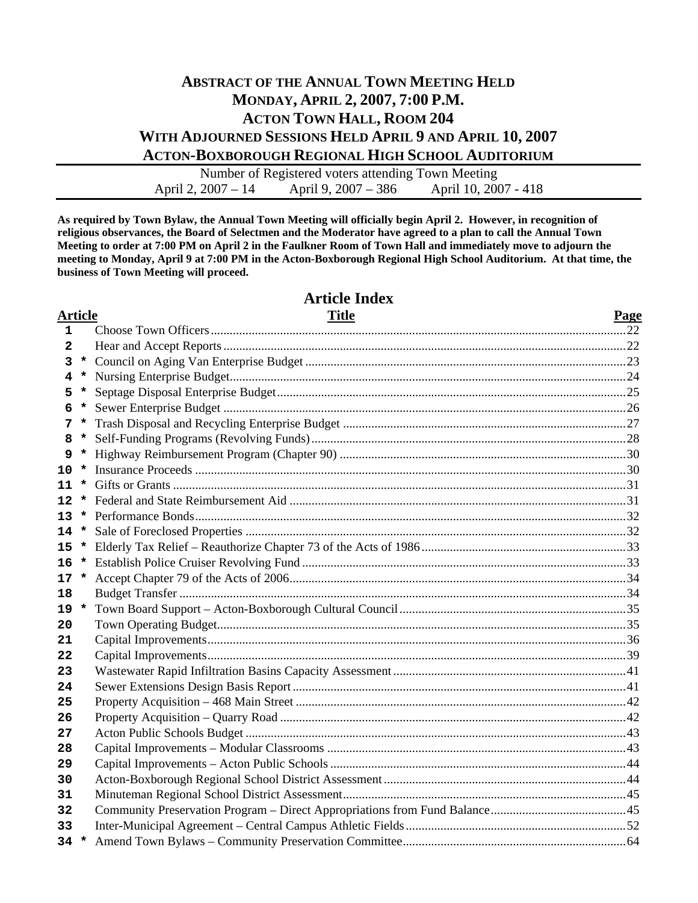# ABSTRACT OF THE ANNUAL TOWN MEETING HELD
# MONDAY, APRIL 2, 2007, 7:00 P.M.
# ACTON TOWN HALL, ROOM 204
# WITH ADJOURNED SESSIONS HELD APRIL 9 AND APRIL 10, 2007
# ACTON-BOXBOROUGH REGIONAL HIGH SCHOOL AUDITORIUM

Number of Registered voters attending Town Meeting
April 2, 2007 – 14 April 9, 2007 – 386 April 10, 2007 - 418

**As required by Town Bylaw, the Annual Town Meeting will officially begin April 2. However, in recognition of religious observances, the Board of Selectmen and the Moderator have agreed to a plan to call the Annual Town Meeting to order at 7:00 PM on April 2 in the Faulkner Room of Town Hall and immediately move to adjourn the meeting to Monday, April 9 at 7:00 PM in the Acton-Boxborough Regional High School Auditorium. At that time, the business of Town Meeting will proceed.**

## Article Index

| Article | | Title | Page |
|---|---|---|---|
| 1 | | Choose Town Officers | 22 |
| 2 | | Hear and Accept Reports | 22 |
| 3 | * | Council on Aging Van Enterprise Budget | 23 |
| 4 | * | Nursing Enterprise Budget | 24 |
| 5 | * | Septage Disposal Enterprise Budget | 25 |
| 6 | * | Sewer Enterprise Budget | 26 |
| 7 | * | Trash Disposal and Recycling Enterprise Budget | 27 |
| 8 | * | Self-Funding Programs (Revolving Funds) | 28 |
| 9 | * | Highway Reimbursement Program (Chapter 90) | 30 |
| 10 | * | Insurance Proceeds | 30 |
| 11 | * | Gifts or Grants | 31 |
| 12 | * | Federal and State Reimbursement Aid | 31 |
| 13 | * | Performance Bonds | 32 |
| 14 | * | Sale of Foreclosed Properties | 32 |
| 15 | * | Elderly Tax Relief – Reauthorize Chapter 73 of the Acts of 1986 | 33 |
| 16 | * | Establish Police Cruiser Revolving Fund | 33 |
| 17 | * | Accept Chapter 79 of the Acts of 2006 | 34 |
| 18 | | Budget Transfer | 34 |
| 19 | * | Town Board Support – Acton-Boxborough Cultural Council | 35 |
| 20 | | Town Operating Budget | 35 |
| 21 | | Capital Improvements | 36 |
| 22 | | Capital Improvements | 39 |
| 23 | | Wastewater Rapid Infiltration Basins Capacity Assessment | 41 |
| 24 | | Sewer Extensions Design Basis Report | 41 |
| 25 | | Property Acquisition – 468 Main Street | 42 |
| 26 | | Property Acquisition – Quarry Road | 42 |
| 27 | | Acton Public Schools Budget | 43 |
| 28 | | Capital Improvements – Modular Classrooms | 43 |
| 29 | | Capital Improvements – Acton Public Schools | 44 |
| 30 | | Acton-Boxborough Regional School District Assessment | 44 |
| 31 | | Minuteman Regional School District Assessment | 45 |
| 32 | | Community Preservation Program – Direct Appropriations from Fund Balance | 45 |
| 33 | | Inter-Municipal Agreement – Central Campus Athletic Fields | 52 |
| 34 | * | Amend Town Bylaws – Community Preservation Committee | 64 |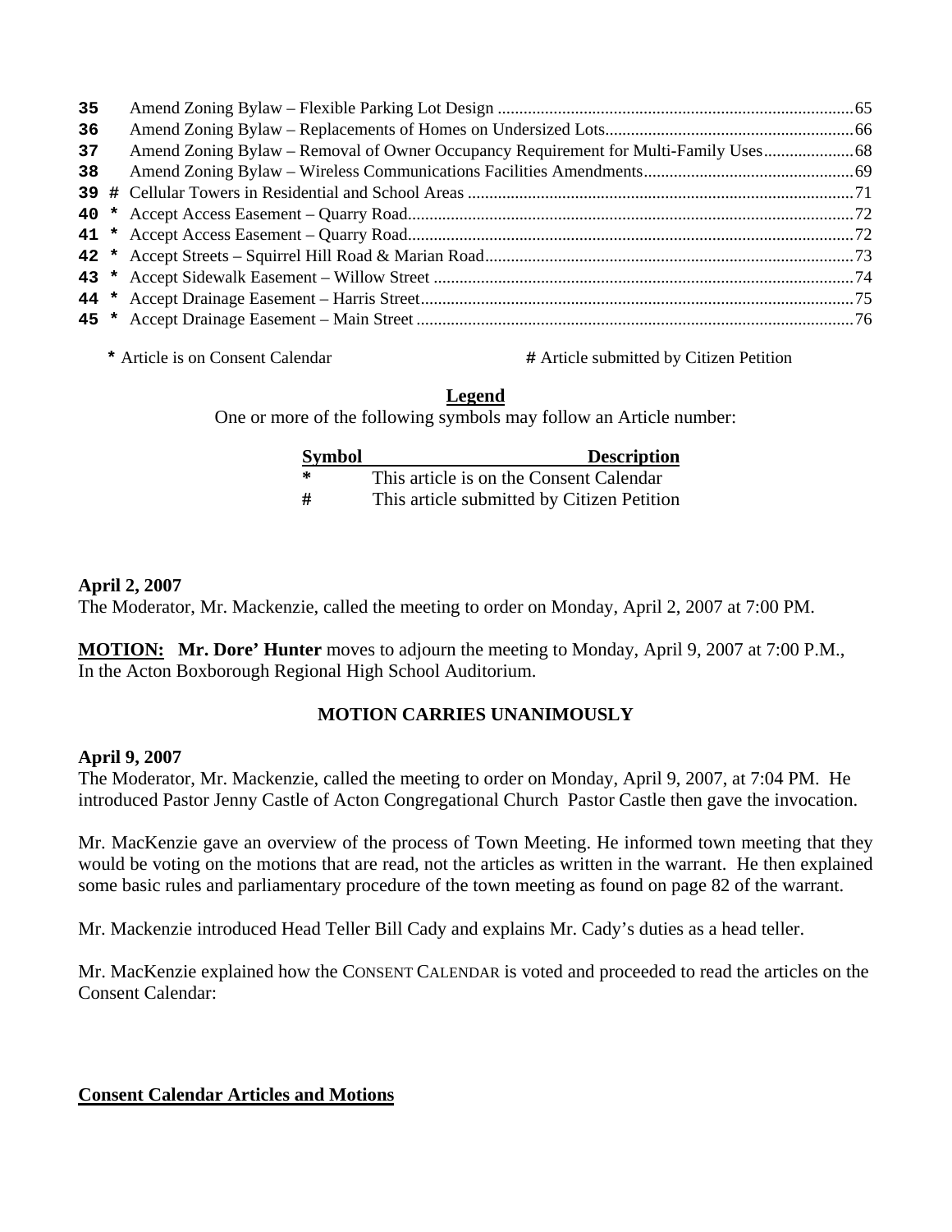| | | | |
|---|---|---|---|
| 35 | | Amend Zoning Bylaw – Flexible Parking Lot Design | 65 |
| 36 | | Amend Zoning Bylaw – Replacements of Homes on Undersized Lots | 66 |
| 37 | | Amend Zoning Bylaw – Removal of Owner Occupancy Requirement for Multi-Family Uses | 68 |
| 38 | | Amend Zoning Bylaw – Wireless Communications Facilities Amendments | 69 |
| 39 | # | Cellular Towers in Residential and School Areas | 71 |
| 40 | * | Accept Access Easement – Quarry Road | 72 |
| 41 | * | Accept Access Easement – Quarry Road | 72 |
| 42 | * | Accept Streets – Squirrel Hill Road & Marian Road | 73 |
| 43 | * | Accept Sidewalk Easement – Willow Street | 74 |
| 44 | * | Accept Drainage Easement – Harris Street | 75 |
| 45 | * | Accept Drainage Easement – Main Street | 76 |

**\*** Article is on Consent Calendar **#** Article submitted by Citizen Petition

**Legend**

One or more of the following symbols may follow an Article number:

| Symbol | Description |
|---|---|
| * | This article is on the Consent Calendar |
| # | This article submitted by Citizen Petition |

**April 2, 2007**

The Moderator, Mr. Mackenzie, called the meeting to order on Monday, April 2, 2007 at 7:00 PM.

**MOTION: Mr. Dore' Hunter** moves to adjourn the meeting to Monday, April 9, 2007 at 7:00 P.M., In the Acton Boxborough Regional High School Auditorium.

**MOTION CARRIES UNANIMOUSLY**

**April 9, 2007**

The Moderator, Mr. Mackenzie, called the meeting to order on Monday, April 9, 2007, at 7:04 PM. He introduced Pastor Jenny Castle of Acton Congregational Church Pastor Castle then gave the invocation.

Mr. MacKenzie gave an overview of the process of Town Meeting. He informed town meeting that they would be voting on the motions that are read, not the articles as written in the warrant. He then explained some basic rules and parliamentary procedure of the town meeting as found on page 82 of the warrant.

Mr. Mackenzie introduced Head Teller Bill Cady and explains Mr. Cady's duties as a head teller.

Mr. MacKenzie explained how the CONSENT CALENDAR is voted and proceeded to read the articles on the Consent Calendar:

**Consent Calendar Articles and Motions**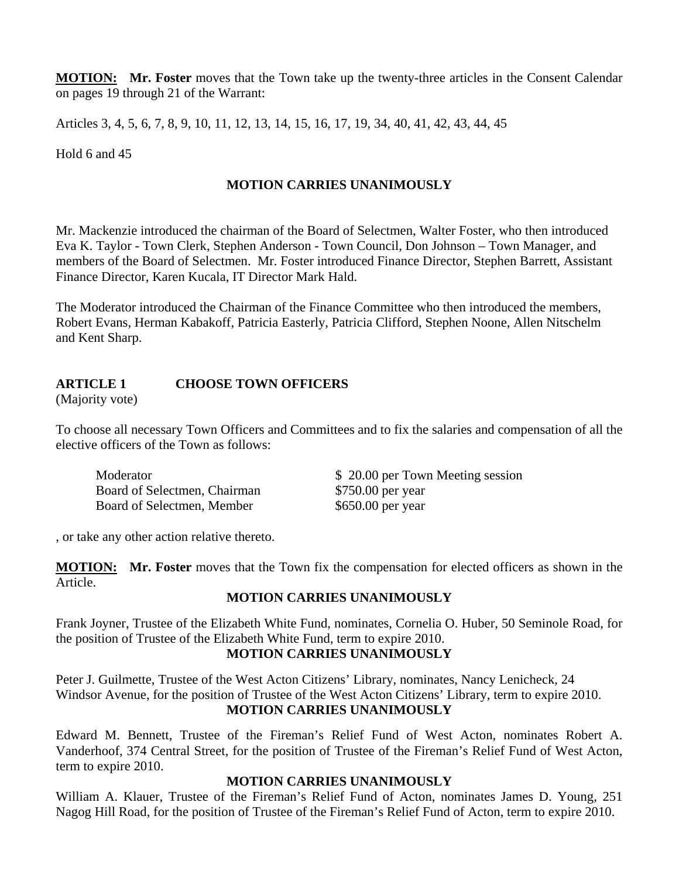**MOTION: Mr. Foster** moves that the Town take up the twenty-three articles in the Consent Calendar on pages 19 through 21 of the Warrant:

Articles 3, 4, 5, 6, 7, 8, 9, 10, 11, 12, 13, 14, 15, 16, 17, 19, 34, 40, 41, 42, 43, 44, 45

Hold 6 and 45

**MOTION CARRIES UNANIMOUSLY**

Mr. Mackenzie introduced the chairman of the Board of Selectmen, Walter Foster, who then introduced Eva K. Taylor - Town Clerk, Stephen Anderson - Town Council, Don Johnson – Town Manager, and members of the Board of Selectmen. Mr. Foster introduced Finance Director, Stephen Barrett, Assistant Finance Director, Karen Kucala, IT Director Mark Hald.

The Moderator introduced the Chairman of the Finance Committee who then introduced the members, Robert Evans, Herman Kabakoff, Patricia Easterly, Patricia Clifford, Stephen Noone, Allen Nitschelm and Kent Sharp.

## ARTICLE 1 CHOOSE TOWN OFFICERS

(Majority vote)

To choose all necessary Town Officers and Committees and to fix the salaries and compensation of all the elective officers of the Town as follows:

| | |
|---|---|
| Moderator | $ 20.00 per Town Meeting session |
| Board of Selectmen, Chairman | $750.00 per year |
| Board of Selectmen, Member | $650.00 per year |

, or take any other action relative thereto.

**MOTION: Mr. Foster** moves that the Town fix the compensation for elected officers as shown in the Article.

**MOTION CARRIES UNANIMOUSLY**

Frank Joyner, Trustee of the Elizabeth White Fund, nominates, Cornelia O. Huber, 50 Seminole Road, for the position of Trustee of the Elizabeth White Fund, term to expire 2010.

**MOTION CARRIES UNANIMOUSLY**

Peter J. Guilmette, Trustee of the West Acton Citizens' Library, nominates, Nancy Lenicheck, 24 Windsor Avenue, for the position of Trustee of the West Acton Citizens' Library, term to expire 2010.

**MOTION CARRIES UNANIMOUSLY**

Edward M. Bennett, Trustee of the Fireman's Relief Fund of West Acton, nominates Robert A. Vanderhoof, 374 Central Street, for the position of Trustee of the Fireman's Relief Fund of West Acton, term to expire 2010.

**MOTION CARRIES UNANIMOUSLY**

William A. Klauer, Trustee of the Fireman's Relief Fund of Acton, nominates James D. Young, 251 Nagog Hill Road, for the position of Trustee of the Fireman's Relief Fund of Acton, term to expire 2010.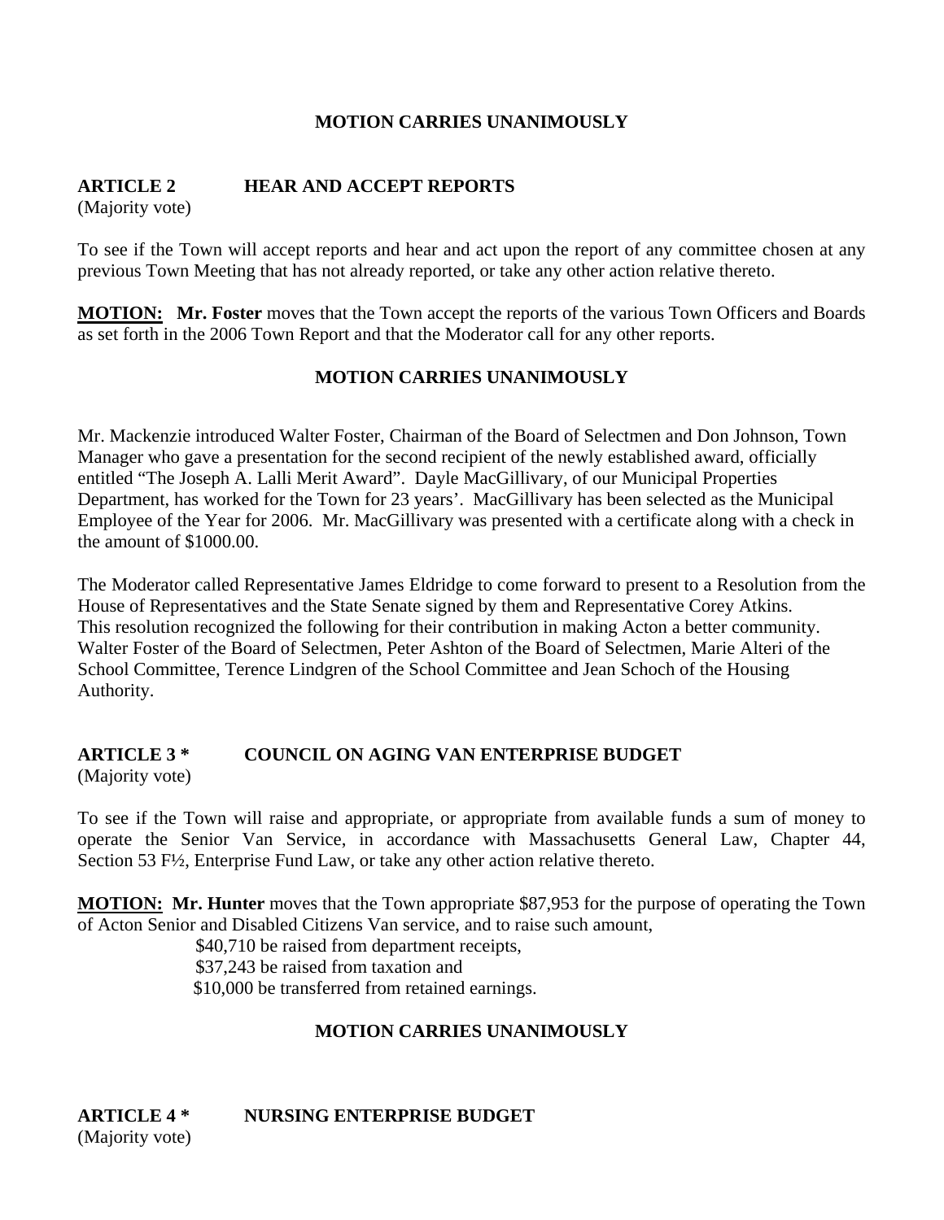**MOTION CARRIES UNANIMOUSLY**

## ARTICLE 2 HEAR AND ACCEPT REPORTS

(Majority vote)

To see if the Town will accept reports and hear and act upon the report of any committee chosen at any previous Town Meeting that has not already reported, or take any other action relative thereto.

**MOTION:** **Mr. Foster** moves that the Town accept the reports of the various Town Officers and Boards as set forth in the 2006 Town Report and that the Moderator call for any other reports.

**MOTION CARRIES UNANIMOUSLY**

Mr. Mackenzie introduced Walter Foster, Chairman of the Board of Selectmen and Don Johnson, Town Manager who gave a presentation for the second recipient of the newly established award, officially entitled "The Joseph A. Lalli Merit Award". Dayle MacGillivary, of our Municipal Properties Department, has worked for the Town for 23 years'. MacGillivary has been selected as the Municipal Employee of the Year for 2006. Mr. MacGillivary was presented with a certificate along with a check in the amount of $1000.00.

The Moderator called Representative James Eldridge to come forward to present to a Resolution from the House of Representatives and the State Senate signed by them and Representative Corey Atkins. This resolution recognized the following for their contribution in making Acton a better community. Walter Foster of the Board of Selectmen, Peter Ashton of the Board of Selectmen, Marie Alteri of the School Committee, Terence Lindgren of the School Committee and Jean Schoch of the Housing Authority.

## ARTICLE 3 * COUNCIL ON AGING VAN ENTERPRISE BUDGET

(Majority vote)

To see if the Town will raise and appropriate, or appropriate from available funds a sum of money to operate the Senior Van Service, in accordance with Massachusetts General Law, Chapter 44, Section 53 F½, Enterprise Fund Law, or take any other action relative thereto.

**MOTION:** **Mr. Hunter** moves that the Town appropriate $87,953 for the purpose of operating the Town of Acton Senior and Disabled Citizens Van service, and to raise such amount,

$40,710 be raised from department receipts,
$37,243 be raised from taxation and
$10,000 be transferred from retained earnings.

**MOTION CARRIES UNANIMOUSLY**

## ARTICLE 4 * NURSING ENTERPRISE BUDGET

(Majority vote)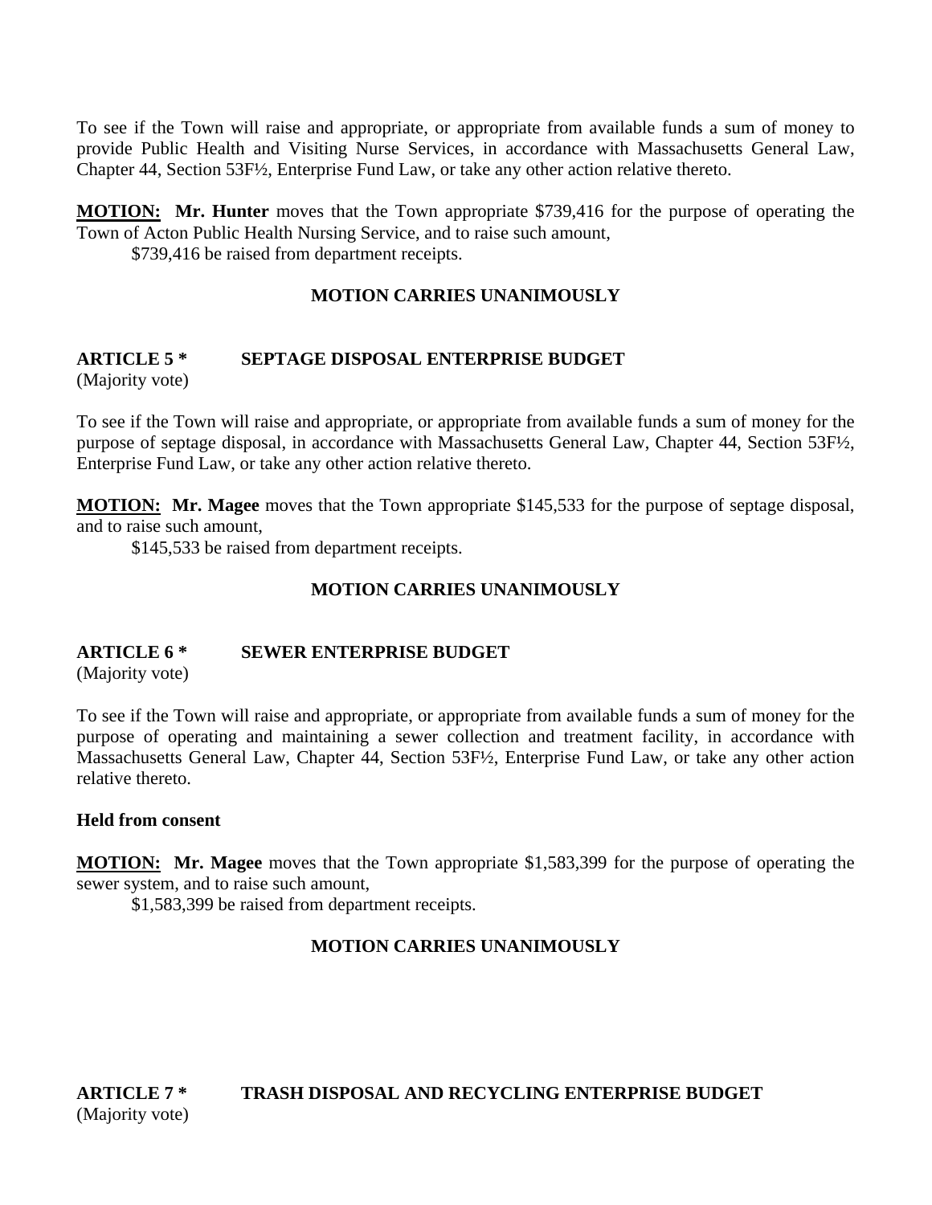To see if the Town will raise and appropriate, or appropriate from available funds a sum of money to provide Public Health and Visiting Nurse Services, in accordance with Massachusetts General Law, Chapter 44, Section 53F½, Enterprise Fund Law, or take any other action relative thereto.

**MOTION:** **Mr. Hunter** moves that the Town appropriate $739,416 for the purpose of operating the Town of Acton Public Health Nursing Service, and to raise such amount,

$739,416 be raised from department receipts.

**MOTION CARRIES UNANIMOUSLY**

**ARTICLE 5 * SEPTAGE DISPOSAL ENTERPRISE BUDGET**
(Majority vote)

To see if the Town will raise and appropriate, or appropriate from available funds a sum of money for the purpose of septage disposal, in accordance with Massachusetts General Law, Chapter 44, Section 53F½, Enterprise Fund Law, or take any other action relative thereto.

**MOTION:** **Mr. Magee** moves that the Town appropriate $145,533 for the purpose of septage disposal, and to raise such amount,

$145,533 be raised from department receipts.

**MOTION CARRIES UNANIMOUSLY**

**ARTICLE 6 * SEWER ENTERPRISE BUDGET**
(Majority vote)

To see if the Town will raise and appropriate, or appropriate from available funds a sum of money for the purpose of operating and maintaining a sewer collection and treatment facility, in accordance with Massachusetts General Law, Chapter 44, Section 53F½, Enterprise Fund Law, or take any other action relative thereto.

**Held from consent**

**MOTION:** **Mr. Magee** moves that the Town appropriate $1,583,399 for the purpose of operating the sewer system, and to raise such amount,

$1,583,399 be raised from department receipts.

**MOTION CARRIES UNANIMOUSLY**

**ARTICLE 7 * TRASH DISPOSAL AND RECYCLING ENTERPRISE BUDGET**
(Majority vote)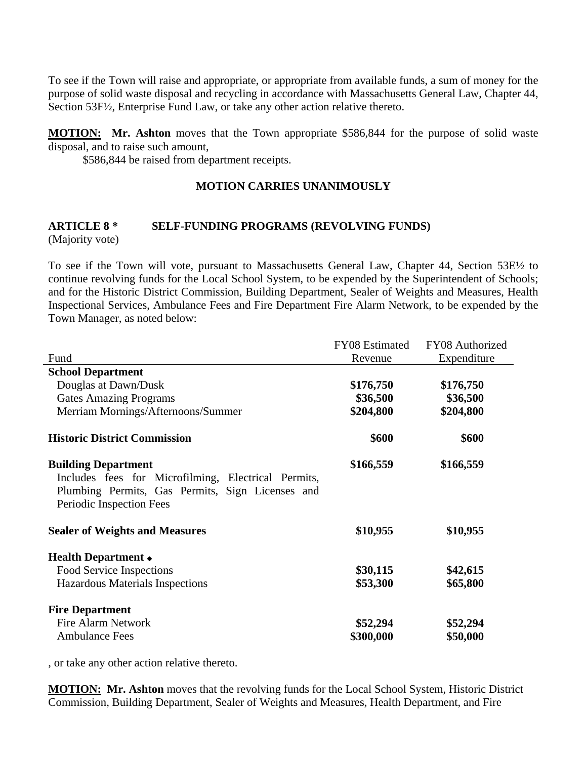To see if the Town will raise and appropriate, or appropriate from available funds, a sum of money for the purpose of solid waste disposal and recycling in accordance with Massachusetts General Law, Chapter 44, Section 53F½, Enterprise Fund Law, or take any other action relative thereto.

**MOTION:** **Mr. Ashton** moves that the Town appropriate $586,844 for the purpose of solid waste disposal, and to raise such amount,

$586,844 be raised from department receipts.

**MOTION CARRIES UNANIMOUSLY**

**ARTICLE 8 * SELF-FUNDING PROGRAMS (REVOLVING FUNDS)**
(Majority vote)

To see if the Town will vote, pursuant to Massachusetts General Law, Chapter 44, Section 53E½ to continue revolving funds for the Local School System, to be expended by the Superintendent of Schools; and for the Historic District Commission, Building Department, Sealer of Weights and Measures, Health Inspectional Services, Ambulance Fees and Fire Department Fire Alarm Network, to be expended by the Town Manager, as noted below:

| Fund | FY08 Estimated Revenue | FY08 Authorized Expenditure |
|---|---|---|
| **School Department** | | |
| Douglas at Dawn/Dusk | **$176,750** | **$176,750** |
| Gates Amazing Programs | **$36,500** | **$36,500** |
| Merriam Mornings/Afternoons/Summer | **$204,800** | **$204,800** |
| **Historic District Commission** | **$600** | **$600** |
| **Building Department** Includes fees for Microfilming, Electrical Permits, Plumbing Permits, Gas Permits, Sign Licenses and Periodic Inspection Fees | **$166,559** | **$166,559** |
| **Sealer of Weights and Measures** | **$10,955** | **$10,955** |
| **Health Department** ⬥ | | |
| Food Service Inspections | **$30,115** | **$42,615** |
| Hazardous Materials Inspections | **$53,300** | **$65,800** |
| **Fire Department** | | |
| Fire Alarm Network | **$52,294** | **$52,294** |
| Ambulance Fees | **$300,000** | **$50,000** |

, or take any other action relative thereto.

**MOTION:** **Mr. Ashton** moves that the revolving funds for the Local School System, Historic District Commission, Building Department, Sealer of Weights and Measures, Health Department, and Fire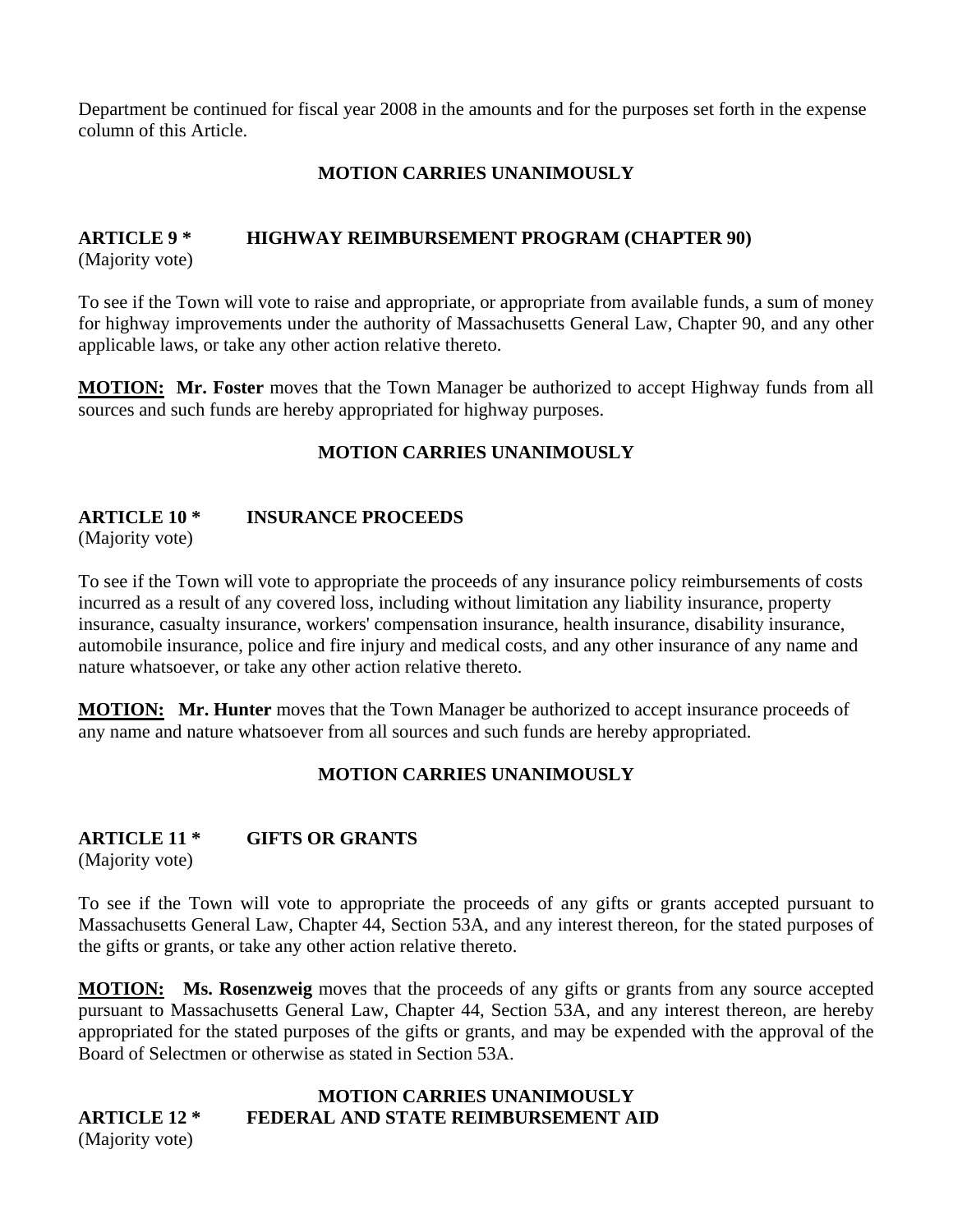Department be continued for fiscal year 2008 in the amounts and for the purposes set forth in the expense column of this Article.

**MOTION CARRIES UNANIMOUSLY**

## ARTICLE 9 * HIGHWAY REIMBURSEMENT PROGRAM (CHAPTER 90)

(Majority vote)

To see if the Town will vote to raise and appropriate, or appropriate from available funds, a sum of money for highway improvements under the authority of Massachusetts General Law, Chapter 90, and any other applicable laws, or take any other action relative thereto.

**MOTION:** **Mr. Foster** moves that the Town Manager be authorized to accept Highway funds from all sources and such funds are hereby appropriated for highway purposes.

**MOTION CARRIES UNANIMOUSLY**

## ARTICLE 10 * INSURANCE PROCEEDS

(Majority vote)

To see if the Town will vote to appropriate the proceeds of any insurance policy reimbursements of costs incurred as a result of any covered loss, including without limitation any liability insurance, property insurance, casualty insurance, workers' compensation insurance, health insurance, disability insurance, automobile insurance, police and fire injury and medical costs, and any other insurance of any name and nature whatsoever, or take any other action relative thereto.

**MOTION:** **Mr. Hunter** moves that the Town Manager be authorized to accept insurance proceeds of any name and nature whatsoever from all sources and such funds are hereby appropriated.

**MOTION CARRIES UNANIMOUSLY**

## ARTICLE 11 * GIFTS OR GRANTS

(Majority vote)

To see if the Town will vote to appropriate the proceeds of any gifts or grants accepted pursuant to Massachusetts General Law, Chapter 44, Section 53A, and any interest thereon, for the stated purposes of the gifts or grants, or take any other action relative thereto.

**MOTION:** **Ms. Rosenzweig** moves that the proceeds of any gifts or grants from any source accepted pursuant to Massachusetts General Law, Chapter 44, Section 53A, and any interest thereon, are hereby appropriated for the stated purposes of the gifts or grants, and may be expended with the approval of the Board of Selectmen or otherwise as stated in Section 53A.

**MOTION CARRIES UNANIMOUSLY**

## ARTICLE 12 * FEDERAL AND STATE REIMBURSEMENT AID

(Majority vote)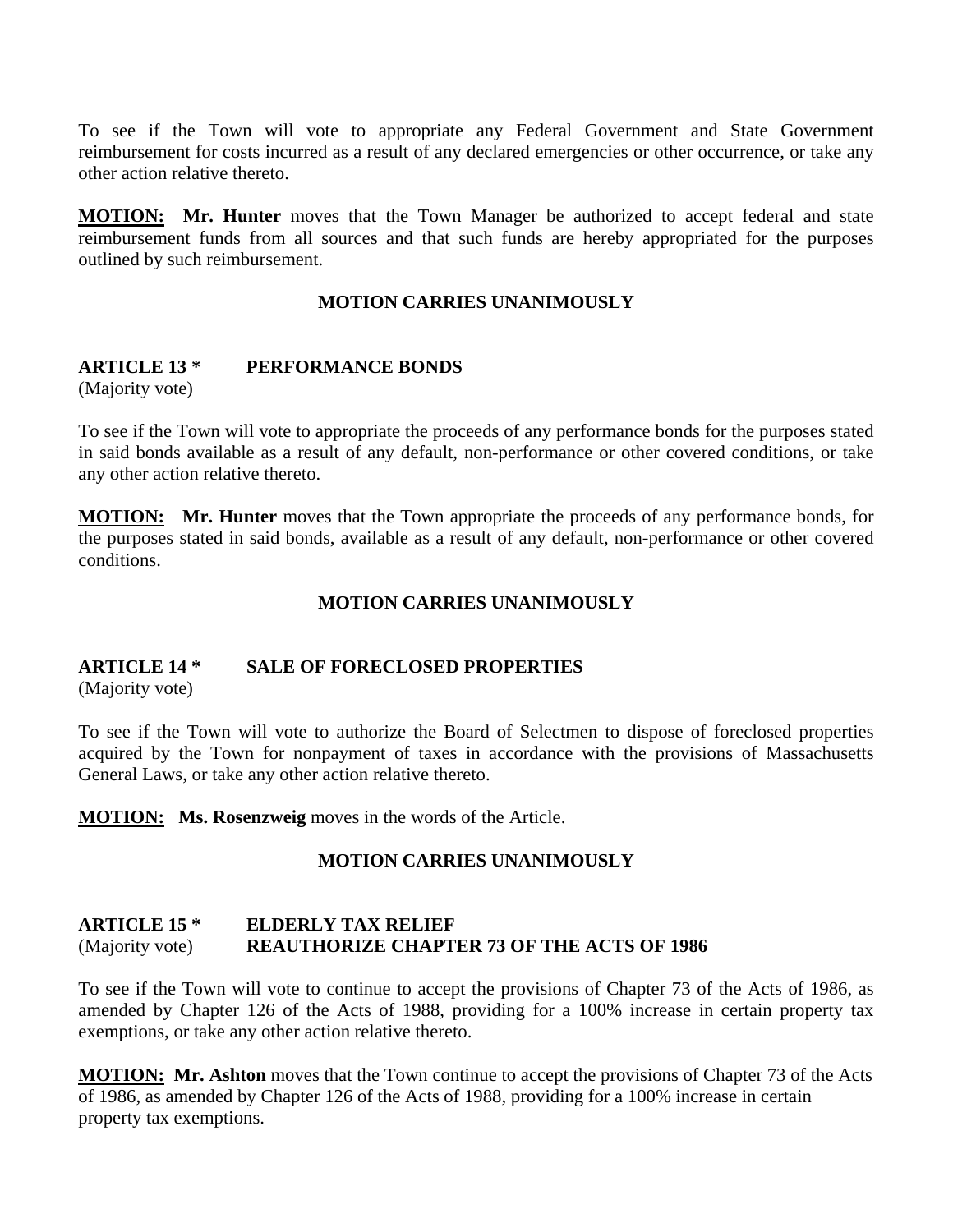To see if the Town will vote to appropriate any Federal Government and State Government reimbursement for costs incurred as a result of any declared emergencies or other occurrence, or take any other action relative thereto.

**MOTION:** **Mr. Hunter** moves that the Town Manager be authorized to accept federal and state reimbursement funds from all sources and that such funds are hereby appropriated for the purposes outlined by such reimbursement.

**MOTION CARRIES UNANIMOUSLY**

**ARTICLE 13 * PERFORMANCE BONDS**
(Majority vote)

To see if the Town will vote to appropriate the proceeds of any performance bonds for the purposes stated in said bonds available as a result of any default, non-performance or other covered conditions, or take any other action relative thereto.

**MOTION:** **Mr. Hunter** moves that the Town appropriate the proceeds of any performance bonds, for the purposes stated in said bonds, available as a result of any default, non-performance or other covered conditions.

**MOTION CARRIES UNANIMOUSLY**

**ARTICLE 14 * SALE OF FORECLOSED PROPERTIES**
(Majority vote)

To see if the Town will vote to authorize the Board of Selectmen to dispose of foreclosed properties acquired by the Town for nonpayment of taxes in accordance with the provisions of Massachusetts General Laws, or take any other action relative thereto.

**MOTION:** **Ms. Rosenzweig** moves in the words of the Article.

**MOTION CARRIES UNANIMOUSLY**

**ARTICLE 15 * ELDERLY TAX RELIEF**
(Majority vote) **REAUTHORIZE CHAPTER 73 OF THE ACTS OF 1986**

To see if the Town will vote to continue to accept the provisions of Chapter 73 of the Acts of 1986, as amended by Chapter 126 of the Acts of 1988, providing for a 100% increase in certain property tax exemptions, or take any other action relative thereto.

**MOTION:** **Mr. Ashton** moves that the Town continue to accept the provisions of Chapter 73 of the Acts of 1986, as amended by Chapter 126 of the Acts of 1988, providing for a 100% increase in certain property tax exemptions.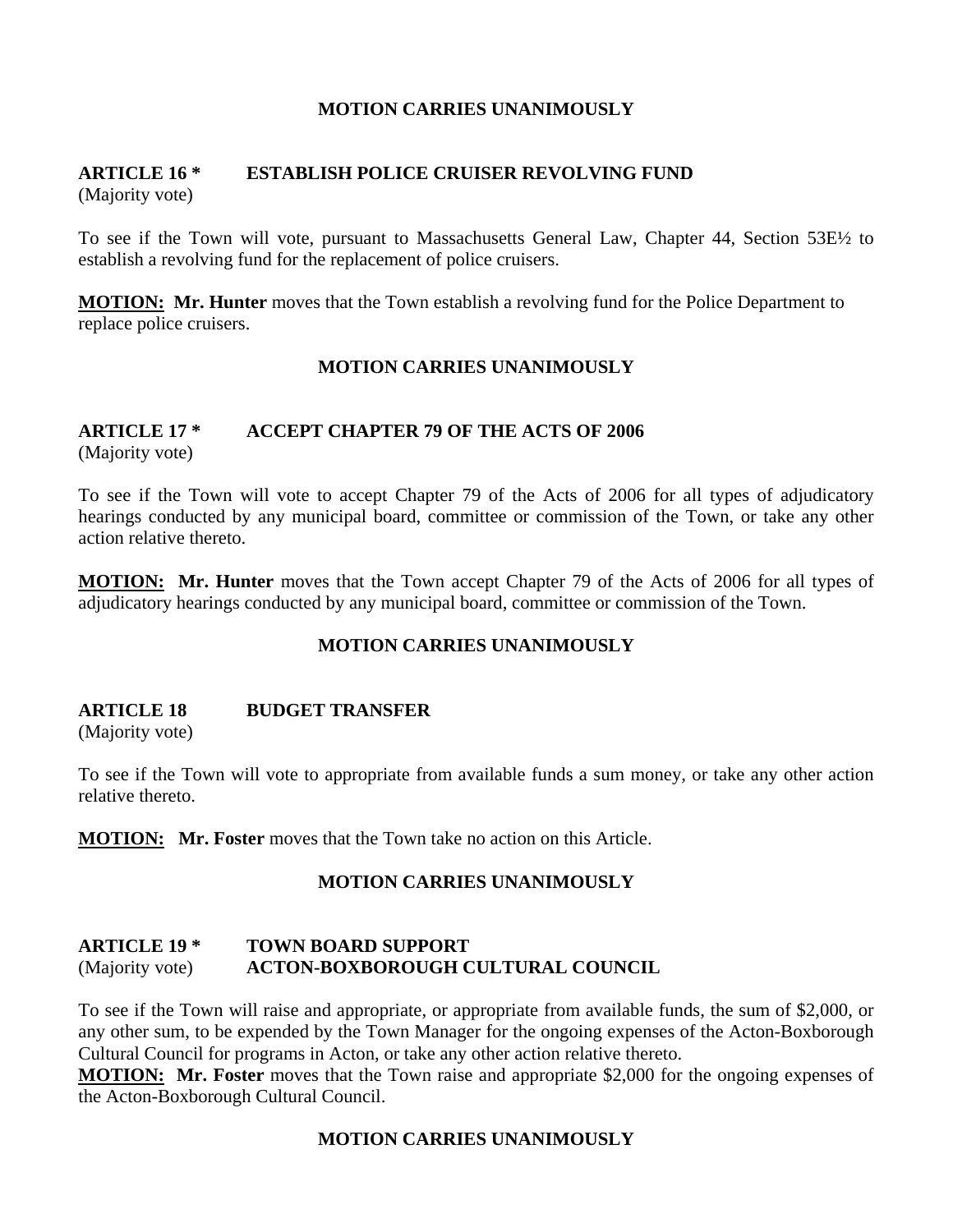**MOTION CARRIES UNANIMOUSLY**

**ARTICLE 16 * ESTABLISH POLICE CRUISER REVOLVING FUND**
(Majority vote)

To see if the Town will vote, pursuant to Massachusetts General Law, Chapter 44, Section 53E½ to establish a revolving fund for the replacement of police cruisers.

**MOTION:** **Mr. Hunter** moves that the Town establish a revolving fund for the Police Department to replace police cruisers.

**MOTION CARRIES UNANIMOUSLY**

**ARTICLE 17 * ACCEPT CHAPTER 79 OF THE ACTS OF 2006**
(Majority vote)

To see if the Town will vote to accept Chapter 79 of the Acts of 2006 for all types of adjudicatory hearings conducted by any municipal board, committee or commission of the Town, or take any other action relative thereto.

**MOTION:** **Mr. Hunter** moves that the Town accept Chapter 79 of the Acts of 2006 for all types of adjudicatory hearings conducted by any municipal board, committee or commission of the Town.

**MOTION CARRIES UNANIMOUSLY**

**ARTICLE 18 BUDGET TRANSFER**
(Majority vote)

To see if the Town will vote to appropriate from available funds a sum money, or take any other action relative thereto.

**MOTION:** **Mr. Foster** moves that the Town take no action on this Article.

**MOTION CARRIES UNANIMOUSLY**

**ARTICLE 19 * TOWN BOARD SUPPORT**
(Majority vote) **ACTON-BOXBOROUGH CULTURAL COUNCIL**

To see if the Town will raise and appropriate, or appropriate from available funds, the sum of $2,000, or any other sum, to be expended by the Town Manager for the ongoing expenses of the Acton-Boxborough Cultural Council for programs in Acton, or take any other action relative thereto.

**MOTION:** **Mr. Foster** moves that the Town raise and appropriate $2,000 for the ongoing expenses of the Acton-Boxborough Cultural Council.

**MOTION CARRIES UNANIMOUSLY**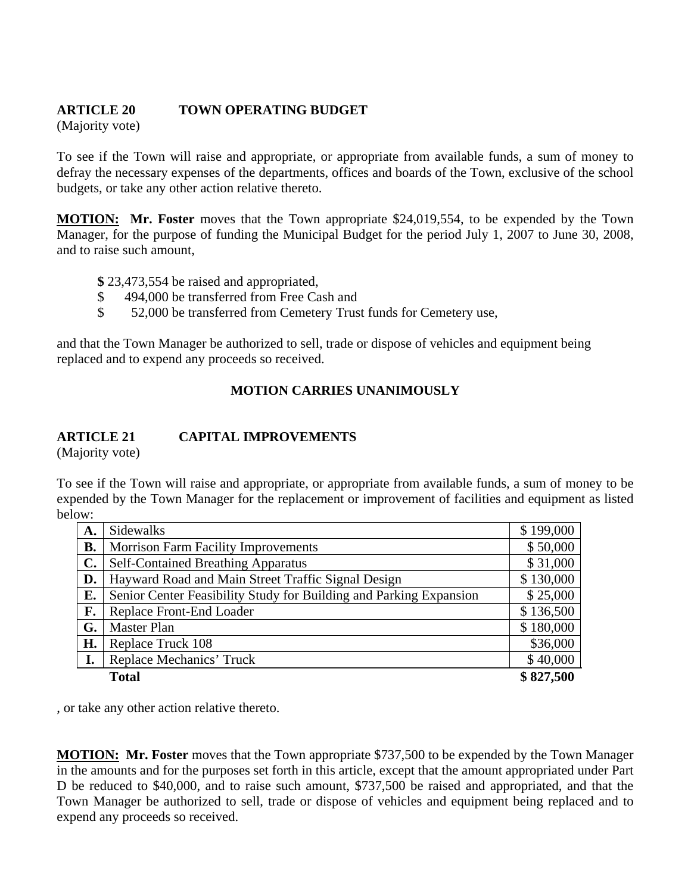**ARTICLE 20 TOWN OPERATING BUDGET**
(Majority vote)

To see if the Town will raise and appropriate, or appropriate from available funds, a sum of money to defray the necessary expenses of the departments, offices and boards of the Town, exclusive of the school budgets, or take any other action relative thereto.

**MOTION: Mr. Foster** moves that the Town appropriate $24,019,554, to be expended by the Town Manager, for the purpose of funding the Municipal Budget for the period July 1, 2007 to June 30, 2008, and to raise such amount,

**$** 23,473,554 be raised and appropriated,
$ 494,000 be transferred from Free Cash and
$ 52,000 be transferred from Cemetery Trust funds for Cemetery use,

and that the Town Manager be authorized to sell, trade or dispose of vehicles and equipment being replaced and to expend any proceeds so received.

**MOTION CARRIES UNANIMOUSLY**

**ARTICLE 21 CAPITAL IMPROVEMENTS**
(Majority vote)

To see if the Town will raise and appropriate, or appropriate from available funds, a sum of money to be expended by the Town Manager for the replacement or improvement of facilities and equipment as listed below:

| | | |
|---|---|---|
| **A.** | Sidewalks | $ 199,000 |
| **B.** | Morrison Farm Facility Improvements | $ 50,000 |
| **C.** | Self-Contained Breathing Apparatus | $ 31,000 |
| **D.** | Hayward Road and Main Street Traffic Signal Design | $ 130,000 |
| **E.** | Senior Center Feasibility Study for Building and Parking Expansion | $ 25,000 |
| **F.** | Replace Front-End Loader | $ 136,500 |
| **G.** | Master Plan | $ 180,000 |
| **H.** | Replace Truck 108 | $36,000 |
| **I.** | Replace Mechanics' Truck | $ 40,000 |
| | **Total** | **$ 827,500** |

, or take any other action relative thereto.

**MOTION: Mr. Foster** moves that the Town appropriate $737,500 to be expended by the Town Manager in the amounts and for the purposes set forth in this article, except that the amount appropriated under Part D be reduced to $40,000, and to raise such amount, $737,500 be raised and appropriated, and that the Town Manager be authorized to sell, trade or dispose of vehicles and equipment being replaced and to expend any proceeds so received.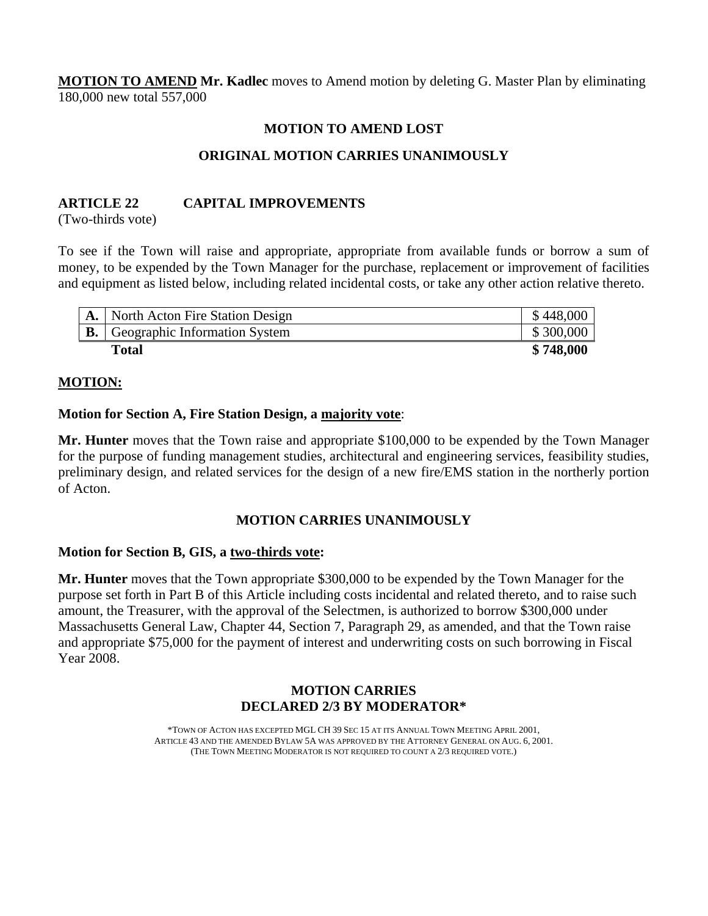**MOTION TO AMEND** **Mr. Kadlec** moves to Amend motion by deleting G. Master Plan by eliminating 180,000 new total 557,000

**MOTION TO AMEND LOST**

**ORIGINAL MOTION CARRIES UNANIMOUSLY**

### ARTICLE 22 CAPITAL IMPROVEMENTS

(Two-thirds vote)

To see if the Town will raise and appropriate, appropriate from available funds or borrow a sum of money, to be expended by the Town Manager for the purchase, replacement or improvement of facilities and equipment as listed below, including related incidental costs, or take any other action relative thereto.

| | | |
|---|---|---|
| **A.** | North Acton Fire Station Design | $ 448,000 |
| **B.** | Geographic Information System | $ 300,000 |
| | **Total** | **$ 748,000** |

**MOTION:**

**Motion for Section A, Fire Station Design, a majority vote**:

**Mr. Hunter** moves that the Town raise and appropriate $100,000 to be expended by the Town Manager for the purpose of funding management studies, architectural and engineering services, feasibility studies, preliminary design, and related services for the design of a new fire/EMS station in the northerly portion of Acton.

**MOTION CARRIES UNANIMOUSLY**

**Motion for Section B, GIS, a two-thirds vote:**

**Mr. Hunter** moves that the Town appropriate $300,000 to be expended by the Town Manager for the purpose set forth in Part B of this Article including costs incidental and related thereto, and to raise such amount, the Treasurer, with the approval of the Selectmen, is authorized to borrow $300,000 under Massachusetts General Law, Chapter 44, Section 7, Paragraph 29, as amended, and that the Town raise and appropriate $75,000 for the payment of interest and underwriting costs on such borrowing in Fiscal Year 2008.

**MOTION CARRIES**
**DECLARED 2/3 BY MODERATOR***

*TOWN OF ACTON HAS EXCEPTED MGL CH 39 SEC 15 AT ITS ANNUAL TOWN MEETING APRIL 2001, ARTICLE 43 AND THE AMENDED BYLAW 5A WAS APPROVED BY THE ATTORNEY GENERAL ON AUG. 6, 2001. (THE TOWN MEETING MODERATOR IS NOT REQUIRED TO COUNT A 2/3 REQUIRED VOTE.)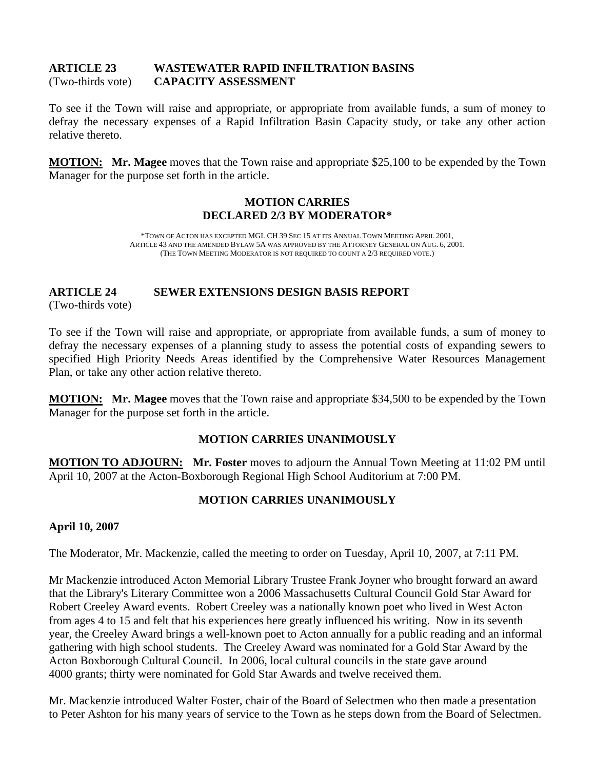**ARTICLE 23 WASTEWATER RAPID INFILTRATION BASINS**
(Two-thirds vote) **CAPACITY ASSESSMENT**

To see if the Town will raise and appropriate, or appropriate from available funds, a sum of money to defray the necessary expenses of a Rapid Infiltration Basin Capacity study, or take any other action relative thereto.

**MOTION:** **Mr. Magee** moves that the Town raise and appropriate $25,100 to be expended by the Town Manager for the purpose set forth in the article.

**MOTION CARRIES**
**DECLARED 2/3 BY MODERATOR***

*TOWN OF ACTON HAS EXCEPTED MGL CH 39 SEC 15 AT ITS ANNUAL TOWN MEETING APRIL 2001, ARTICLE 43 AND THE AMENDED BYLAW 5A WAS APPROVED BY THE ATTORNEY GENERAL ON AUG. 6, 2001. (THE TOWN MEETING MODERATOR IS NOT REQUIRED TO COUNT A 2/3 REQUIRED VOTE.)

**ARTICLE 24 SEWER EXTENSIONS DESIGN BASIS REPORT**
(Two-thirds vote)

To see if the Town will raise and appropriate, or appropriate from available funds, a sum of money to defray the necessary expenses of a planning study to assess the potential costs of expanding sewers to specified High Priority Needs Areas identified by the Comprehensive Water Resources Management Plan, or take any other action relative thereto.

**MOTION:** **Mr. Magee** moves that the Town raise and appropriate $34,500 to be expended by the Town Manager for the purpose set forth in the article.

**MOTION CARRIES UNANIMOUSLY**

**MOTION TO ADJOURN:** **Mr. Foster** moves to adjourn the Annual Town Meeting at 11:02 PM until April 10, 2007 at the Acton-Boxborough Regional High School Auditorium at 7:00 PM.

**MOTION CARRIES UNANIMOUSLY**

**April 10, 2007**

The Moderator, Mr. Mackenzie, called the meeting to order on Tuesday, April 10, 2007, at 7:11 PM.

Mr Mackenzie introduced Acton Memorial Library Trustee Frank Joyner who brought forward an award that the Library's Literary Committee won a 2006 Massachusetts Cultural Council Gold Star Award for Robert Creeley Award events. Robert Creeley was a nationally known poet who lived in West Acton from ages 4 to 15 and felt that his experiences here greatly influenced his writing. Now in its seventh year, the Creeley Award brings a well-known poet to Acton annually for a public reading and an informal gathering with high school students. The Creeley Award was nominated for a Gold Star Award by the Acton Boxborough Cultural Council. In 2006, local cultural councils in the state gave around 4000 grants; thirty were nominated for Gold Star Awards and twelve received them.

Mr. Mackenzie introduced Walter Foster, chair of the Board of Selectmen who then made a presentation to Peter Ashton for his many years of service to the Town as he steps down from the Board of Selectmen.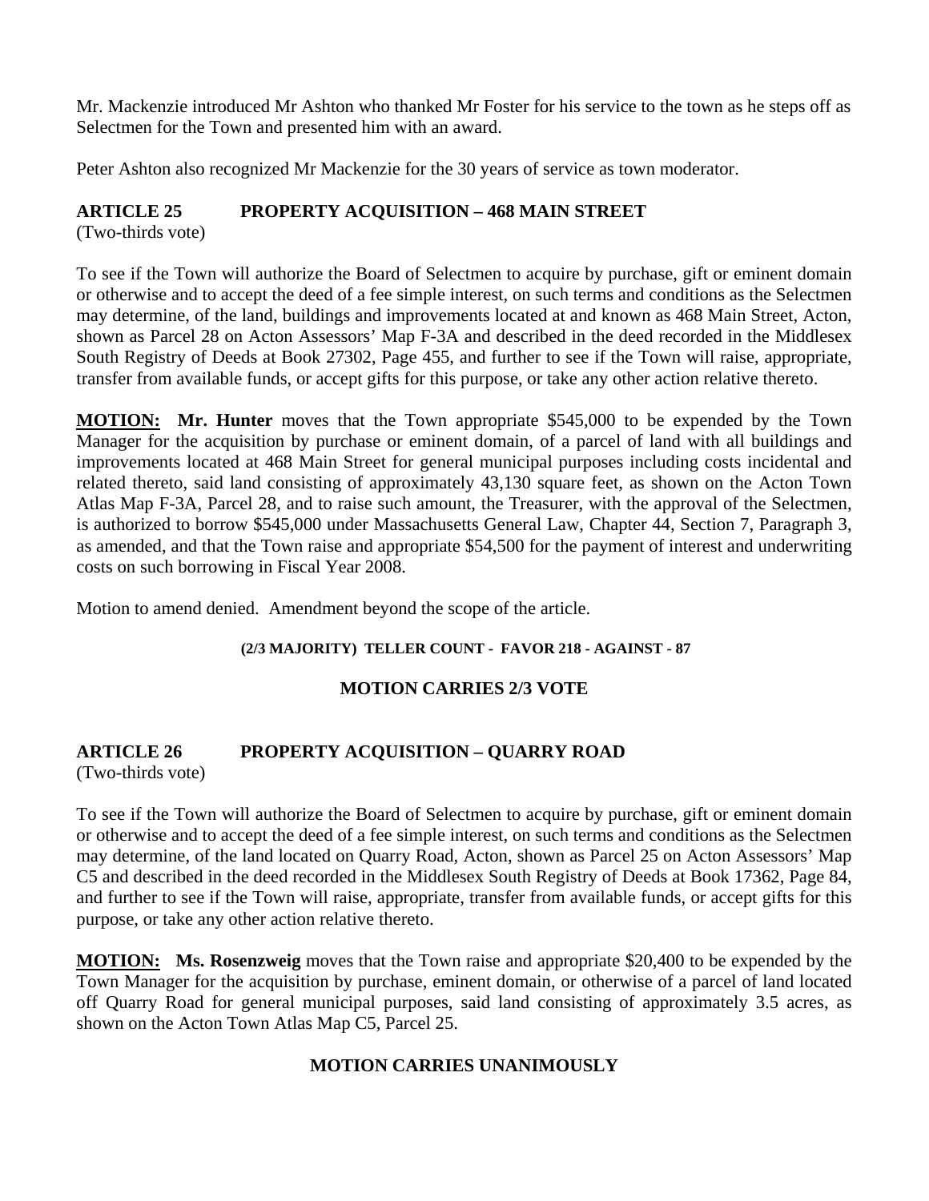Mr. Mackenzie introduced Mr Ashton who thanked Mr Foster for his service to the town as he steps off as Selectmen for the Town and presented him with an award.

Peter Ashton also recognized Mr Mackenzie for the 30 years of service as town moderator.

## ARTICLE 25 PROPERTY ACQUISITION – 468 MAIN STREET

(Two-thirds vote)

To see if the Town will authorize the Board of Selectmen to acquire by purchase, gift or eminent domain or otherwise and to accept the deed of a fee simple interest, on such terms and conditions as the Selectmen may determine, of the land, buildings and improvements located at and known as 468 Main Street, Acton, shown as Parcel 28 on Acton Assessors' Map F-3A and described in the deed recorded in the Middlesex South Registry of Deeds at Book 27302, Page 455, and further to see if the Town will raise, appropriate, transfer from available funds, or accept gifts for this purpose, or take any other action relative thereto.

**MOTION:** **Mr. Hunter** moves that the Town appropriate $545,000 to be expended by the Town Manager for the acquisition by purchase or eminent domain, of a parcel of land with all buildings and improvements located at 468 Main Street for general municipal purposes including costs incidental and related thereto, said land consisting of approximately 43,130 square feet, as shown on the Acton Town Atlas Map F-3A, Parcel 28, and to raise such amount, the Treasurer, with the approval of the Selectmen, is authorized to borrow $545,000 under Massachusetts General Law, Chapter 44, Section 7, Paragraph 3, as amended, and that the Town raise and appropriate $54,500 for the payment of interest and underwriting costs on such borrowing in Fiscal Year 2008.

Motion to amend denied. Amendment beyond the scope of the article.

**(2/3 MAJORITY) TELLER COUNT - FAVOR 218 - AGAINST - 87**

**MOTION CARRIES 2/3 VOTE**

## ARTICLE 26 PROPERTY ACQUISITION – QUARRY ROAD

(Two-thirds vote)

To see if the Town will authorize the Board of Selectmen to acquire by purchase, gift or eminent domain or otherwise and to accept the deed of a fee simple interest, on such terms and conditions as the Selectmen may determine, of the land located on Quarry Road, Acton, shown as Parcel 25 on Acton Assessors' Map C5 and described in the deed recorded in the Middlesex South Registry of Deeds at Book 17362, Page 84, and further to see if the Town will raise, appropriate, transfer from available funds, or accept gifts for this purpose, or take any other action relative thereto.

**MOTION:** **Ms. Rosenzweig** moves that the Town raise and appropriate $20,400 to be expended by the Town Manager for the acquisition by purchase, eminent domain, or otherwise of a parcel of land located off Quarry Road for general municipal purposes, said land consisting of approximately 3.5 acres, as shown on the Acton Town Atlas Map C5, Parcel 25.

**MOTION CARRIES UNANIMOUSLY**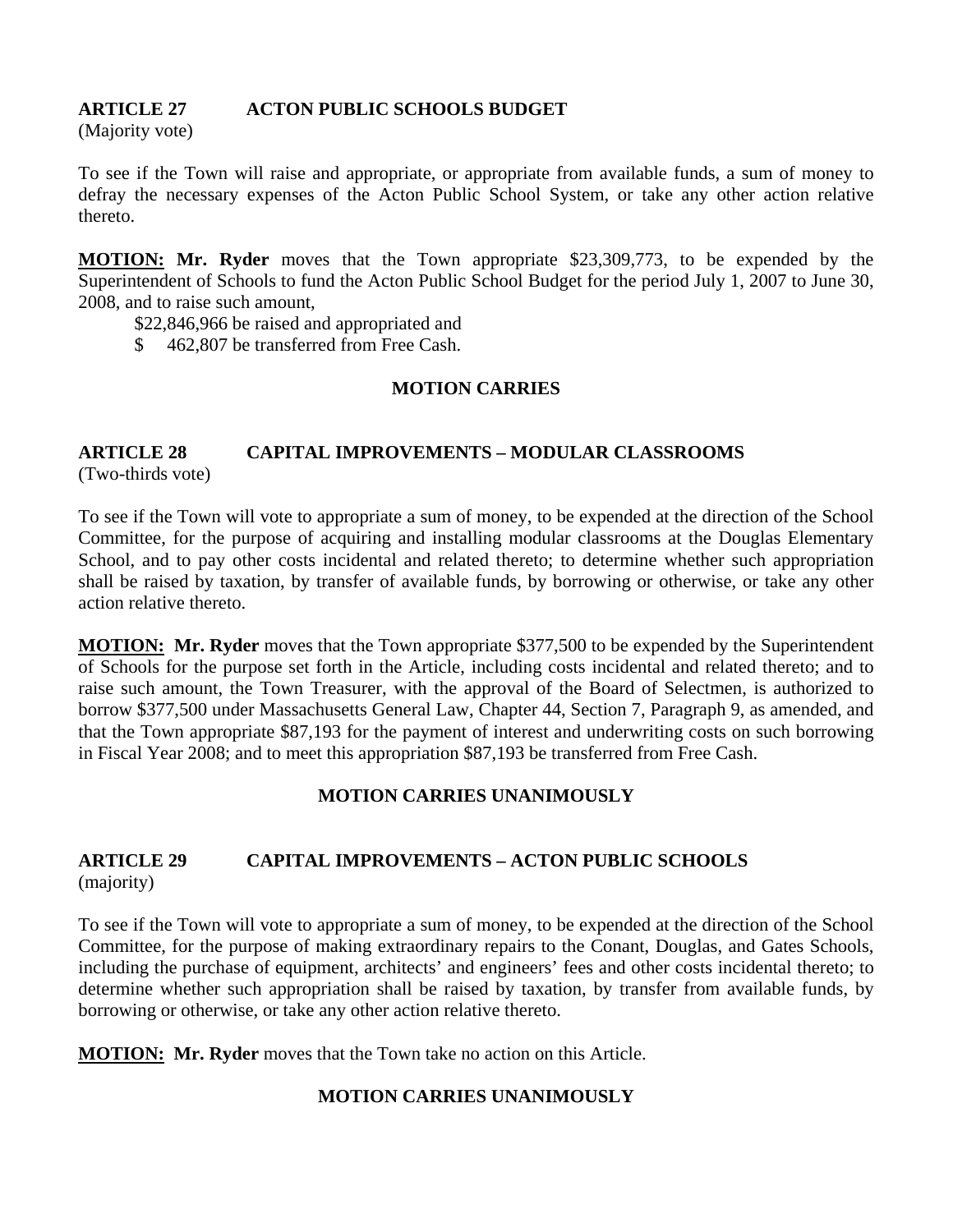## ARTICLE 27 ACTON PUBLIC SCHOOLS BUDGET

(Majority vote)

To see if the Town will raise and appropriate, or appropriate from available funds, a sum of money to defray the necessary expenses of the Acton Public School System, or take any other action relative thereto.

**MOTION: Mr. Ryder** moves that the Town appropriate $23,309,773, to be expended by the Superintendent of Schools to fund the Acton Public School Budget for the period July 1, 2007 to June 30, 2008, and to raise such amount,

$22,846,966 be raised and appropriated and

$ 462,807 be transferred from Free Cash.

**MOTION CARRIES**

## ARTICLE 28 CAPITAL IMPROVEMENTS – MODULAR CLASSROOMS

(Two-thirds vote)

To see if the Town will vote to appropriate a sum of money, to be expended at the direction of the School Committee, for the purpose of acquiring and installing modular classrooms at the Douglas Elementary School, and to pay other costs incidental and related thereto; to determine whether such appropriation shall be raised by taxation, by transfer of available funds, by borrowing or otherwise, or take any other action relative thereto.

**MOTION: Mr. Ryder** moves that the Town appropriate $377,500 to be expended by the Superintendent of Schools for the purpose set forth in the Article, including costs incidental and related thereto; and to raise such amount, the Town Treasurer, with the approval of the Board of Selectmen, is authorized to borrow $377,500 under Massachusetts General Law, Chapter 44, Section 7, Paragraph 9, as amended, and that the Town appropriate $87,193 for the payment of interest and underwriting costs on such borrowing in Fiscal Year 2008; and to meet this appropriation $87,193 be transferred from Free Cash.

**MOTION CARRIES UNANIMOUSLY**

## ARTICLE 29 CAPITAL IMPROVEMENTS – ACTON PUBLIC SCHOOLS

(majority)

To see if the Town will vote to appropriate a sum of money, to be expended at the direction of the School Committee, for the purpose of making extraordinary repairs to the Conant, Douglas, and Gates Schools, including the purchase of equipment, architects' and engineers' fees and other costs incidental thereto; to determine whether such appropriation shall be raised by taxation, by transfer from available funds, by borrowing or otherwise, or take any other action relative thereto.

**MOTION: Mr. Ryder** moves that the Town take no action on this Article.

**MOTION CARRIES UNANIMOUSLY**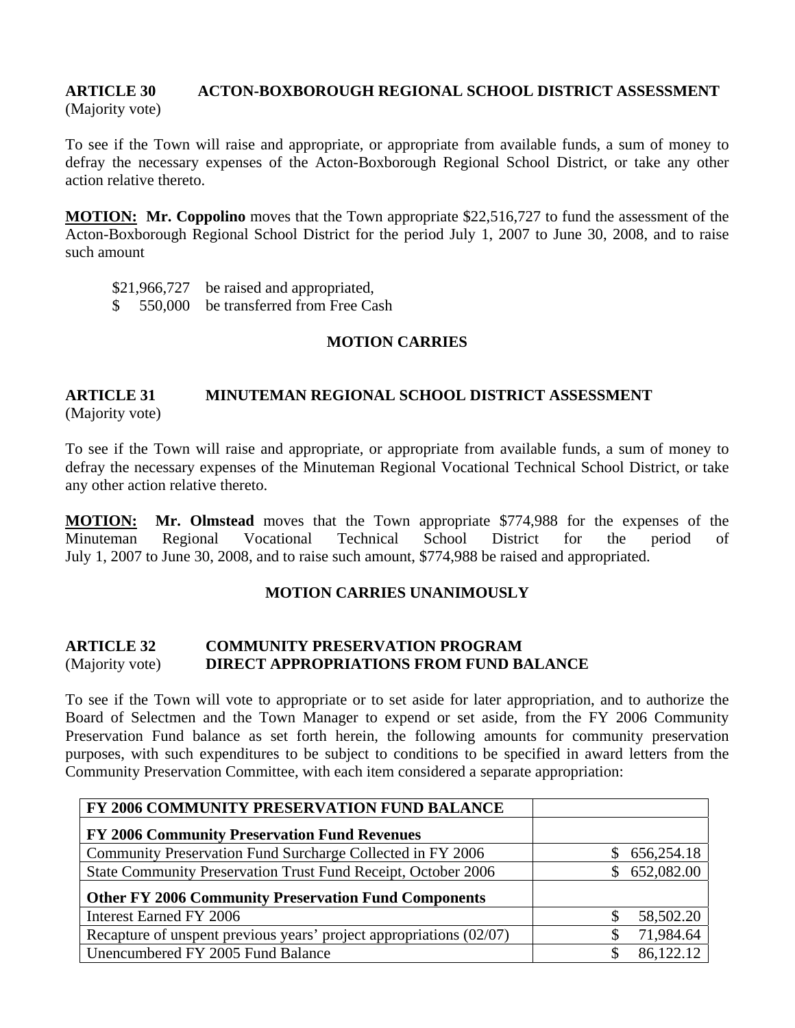**ARTICLE 30 ACTON-BOXBOROUGH REGIONAL SCHOOL DISTRICT ASSESSMENT**
(Majority vote)

To see if the Town will raise and appropriate, or appropriate from available funds, a sum of money to defray the necessary expenses of the Acton-Boxborough Regional School District, or take any other action relative thereto.

**MOTION:** **Mr. Coppolino** moves that the Town appropriate $22,516,727 to fund the assessment of the Acton-Boxborough Regional School District for the period July 1, 2007 to June 30, 2008, and to raise such amount

$21,966,727 be raised and appropriated,
$ 550,000 be transferred from Free Cash

**MOTION CARRIES**

**ARTICLE 31 MINUTEMAN REGIONAL SCHOOL DISTRICT ASSESSMENT**
(Majority vote)

To see if the Town will raise and appropriate, or appropriate from available funds, a sum of money to defray the necessary expenses of the Minuteman Regional Vocational Technical School District, or take any other action relative thereto.

**MOTION:** **Mr. Olmstead** moves that the Town appropriate $774,988 for the expenses of the Minuteman Regional Vocational Technical School District for the period of July 1, 2007 to June 30, 2008, and to raise such amount, $774,988 be raised and appropriated.

**MOTION CARRIES UNANIMOUSLY**

**ARTICLE 32 COMMUNITY PRESERVATION PROGRAM**
(Majority vote) **DIRECT APPROPRIATIONS FROM FUND BALANCE**

To see if the Town will vote to appropriate or to set aside for later appropriation, and to authorize the Board of Selectmen and the Town Manager to expend or set aside, from the FY 2006 Community Preservation Fund balance as set forth herein, the following amounts for community preservation purposes, with such expenditures to be subject to conditions to be specified in award letters from the Community Preservation Committee, with each item considered a separate appropriation:

| FY 2006 COMMUNITY PRESERVATION FUND BALANCE | |
|---|---|
| **FY 2006 Community Preservation Fund Revenues** | |
| Community Preservation Fund Surcharge Collected in FY 2006 | $ 656,254.18 |
| State Community Preservation Trust Fund Receipt, October 2006 | $ 652,082.00 |
| **Other FY 2006 Community Preservation Fund Components** | |
| Interest Earned FY 2006 | $ 58,502.20 |
| Recapture of unspent previous years' project appropriations (02/07) | $ 71,984.64 |
| Unencumbered FY 2005 Fund Balance | $ 86,122.12 |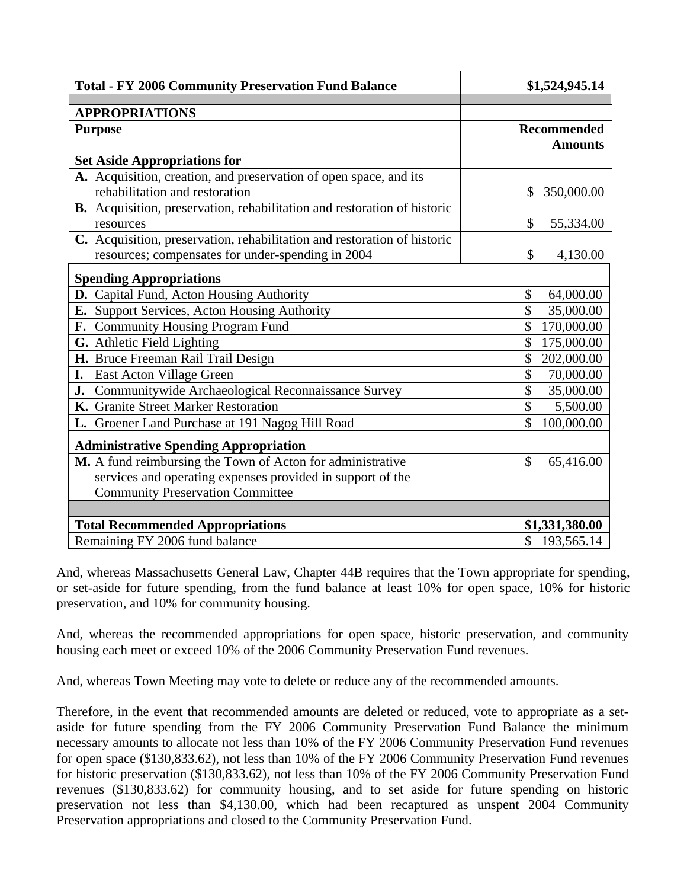| Total - FY 2006 Community Preservation Fund Balance | $1,524,945.14 |
|---|---|
| | |
| **APPROPRIATIONS** | |
| **Purpose** | **Recommended Amounts** |
| **Set Aside Appropriations for** | |
| **A.** Acquisition, creation, and preservation of open space, and its rehabilitation and restoration | $ 350,000.00 |
| **B.** Acquisition, preservation, rehabilitation and restoration of historic resources | $ 55,334.00 |
| **C.** Acquisition, preservation, rehabilitation and restoration of historic resources; compensates for under-spending in 2004 | $ 4,130.00 |
| **Spending Appropriations** | |
| **D.** Capital Fund, Acton Housing Authority | $ 64,000.00 |
| **E.** Support Services, Acton Housing Authority | $ 35,000.00 |
| **F.** Community Housing Program Fund | $ 170,000.00 |
| **G.** Athletic Field Lighting | $ 175,000.00 |
| **H.** Bruce Freeman Rail Trail Design | $ 202,000.00 |
| **I.** East Acton Village Green | $ 70,000.00 |
| **J.** Communitywide Archaeological Reconnaissance Survey | $ 35,000.00 |
| **K.** Granite Street Marker Restoration | $ 5,500.00 |
| **L.** Groener Land Purchase at 191 Nagog Hill Road | $ 100,000.00 |
| **Administrative Spending Appropriation** | |
| **M.** A fund reimbursing the Town of Acton for administrative services and operating expenses provided in support of the Community Preservation Committee | $ 65,416.00 |
| | |
| **Total Recommended Appropriations** | **$1,331,380.00** |
| Remaining FY 2006 fund balance | $ 193,565.14 |

And, whereas Massachusetts General Law, Chapter 44B requires that the Town appropriate for spending, or set-aside for future spending, from the fund balance at least 10% for open space, 10% for historic preservation, and 10% for community housing.

And, whereas the recommended appropriations for open space, historic preservation, and community housing each meet or exceed 10% of the 2006 Community Preservation Fund revenues.

And, whereas Town Meeting may vote to delete or reduce any of the recommended amounts.

Therefore, in the event that recommended amounts are deleted or reduced, vote to appropriate as a set-aside for future spending from the FY 2006 Community Preservation Fund Balance the minimum necessary amounts to allocate not less than 10% of the FY 2006 Community Preservation Fund revenues for open space ($130,833.62), not less than 10% of the FY 2006 Community Preservation Fund revenues for historic preservation ($130,833.62), not less than 10% of the FY 2006 Community Preservation Fund revenues ($130,833.62) for community housing, and to set aside for future spending on historic preservation not less than $4,130.00, which had been recaptured as unspent 2004 Community Preservation appropriations and closed to the Community Preservation Fund.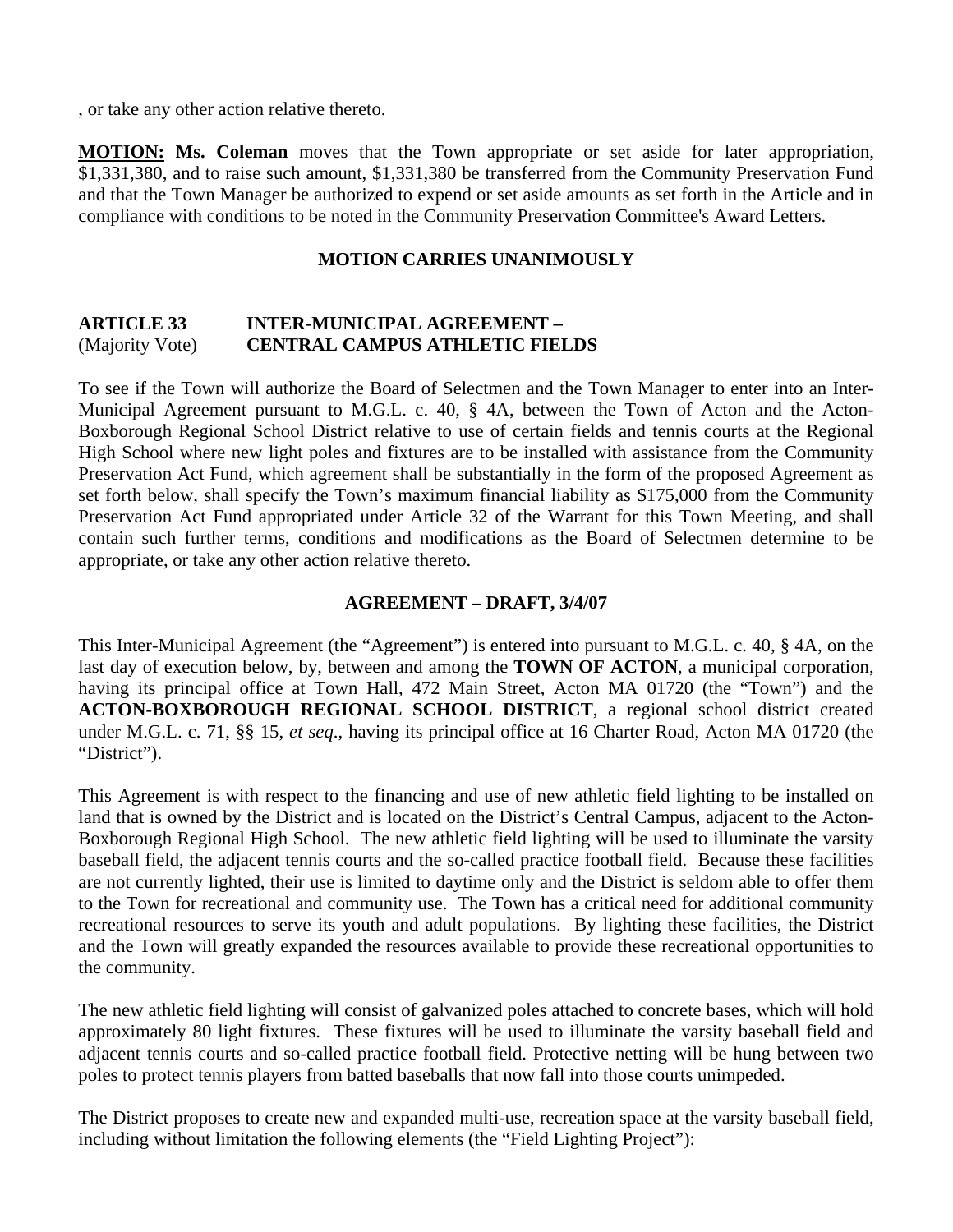, or take any other action relative thereto.

**MOTION:** **Ms. Coleman** moves that the Town appropriate or set aside for later appropriation, $1,331,380, and to raise such amount, $1,331,380 be transferred from the Community Preservation Fund and that the Town Manager be authorized to expend or set aside amounts as set forth in the Article and in compliance with conditions to be noted in the Community Preservation Committee's Award Letters.

**MOTION CARRIES UNANIMOUSLY**

**ARTICLE 33 INTER-MUNICIPAL AGREEMENT –**
(Majority Vote) **CENTRAL CAMPUS ATHLETIC FIELDS**

To see if the Town will authorize the Board of Selectmen and the Town Manager to enter into an Inter-Municipal Agreement pursuant to M.G.L. c. 40, § 4A, between the Town of Acton and the Acton-Boxborough Regional School District relative to use of certain fields and tennis courts at the Regional High School where new light poles and fixtures are to be installed with assistance from the Community Preservation Act Fund, which agreement shall be substantially in the form of the proposed Agreement as set forth below, shall specify the Town's maximum financial liability as $175,000 from the Community Preservation Act Fund appropriated under Article 32 of the Warrant for this Town Meeting, and shall contain such further terms, conditions and modifications as the Board of Selectmen determine to be appropriate, or take any other action relative thereto.

**AGREEMENT – DRAFT, 3/4/07**

This Inter-Municipal Agreement (the "Agreement") is entered into pursuant to M.G.L. c. 40, § 4A, on the last day of execution below, by, between and among the **TOWN OF ACTON**, a municipal corporation, having its principal office at Town Hall, 472 Main Street, Acton MA 01720 (the "Town") and the **ACTON-BOXBOROUGH REGIONAL SCHOOL DISTRICT**, a regional school district created under M.G.L. c. 71, §§ 15, *et seq*., having its principal office at 16 Charter Road, Acton MA 01720 (the "District").

This Agreement is with respect to the financing and use of new athletic field lighting to be installed on land that is owned by the District and is located on the District's Central Campus, adjacent to the Acton-Boxborough Regional High School. The new athletic field lighting will be used to illuminate the varsity baseball field, the adjacent tennis courts and the so-called practice football field. Because these facilities are not currently lighted, their use is limited to daytime only and the District is seldom able to offer them to the Town for recreational and community use. The Town has a critical need for additional community recreational resources to serve its youth and adult populations. By lighting these facilities, the District and the Town will greatly expanded the resources available to provide these recreational opportunities to the community.

The new athletic field lighting will consist of galvanized poles attached to concrete bases, which will hold approximately 80 light fixtures. These fixtures will be used to illuminate the varsity baseball field and adjacent tennis courts and so-called practice football field. Protective netting will be hung between two poles to protect tennis players from batted baseballs that now fall into those courts unimpeded.

The District proposes to create new and expanded multi-use, recreation space at the varsity baseball field, including without limitation the following elements (the "Field Lighting Project"):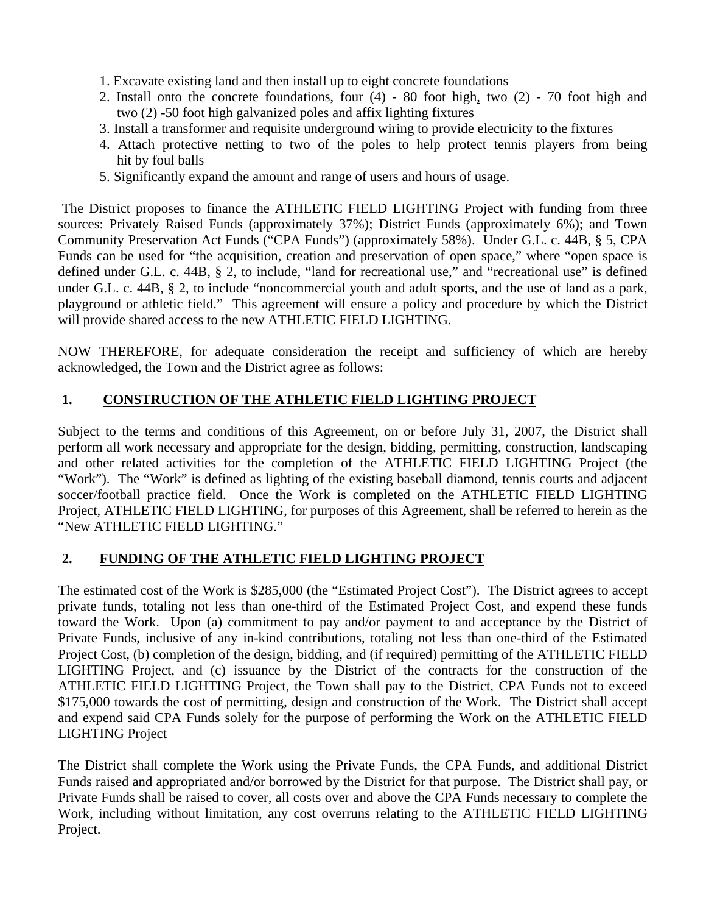1. Excavate existing land and then install up to eight concrete foundations
2. Install onto the concrete foundations, four (4) - 80 foot high, two (2) - 70 foot high and two (2) -50 foot high galvanized poles and affix lighting fixtures
3. Install a transformer and requisite underground wiring to provide electricity to the fixtures
4. Attach protective netting to two of the poles to help protect tennis players from being hit by foul balls
5. Significantly expand the amount and range of users and hours of usage.

The District proposes to finance the ATHLETIC FIELD LIGHTING Project with funding from three sources: Privately Raised Funds (approximately 37%); District Funds (approximately 6%); and Town Community Preservation Act Funds ("CPA Funds") (approximately 58%). Under G.L. c. 44B, § 5, CPA Funds can be used for "the acquisition, creation and preservation of open space," where "open space is defined under G.L. c. 44B, § 2, to include, "land for recreational use," and "recreational use" is defined under G.L. c. 44B, § 2, to include "noncommercial youth and adult sports, and the use of land as a park, playground or athletic field." This agreement will ensure a policy and procedure by which the District will provide shared access to the new ATHLETIC FIELD LIGHTING.

NOW THEREFORE, for adequate consideration the receipt and sufficiency of which are hereby acknowledged, the Town and the District agree as follows:

## 1. CONSTRUCTION OF THE ATHLETIC FIELD LIGHTING PROJECT

Subject to the terms and conditions of this Agreement, on or before July 31, 2007, the District shall perform all work necessary and appropriate for the design, bidding, permitting, construction, landscaping and other related activities for the completion of the ATHLETIC FIELD LIGHTING Project (the "Work"). The "Work" is defined as lighting of the existing baseball diamond, tennis courts and adjacent soccer/football practice field. Once the Work is completed on the ATHLETIC FIELD LIGHTING Project, ATHLETIC FIELD LIGHTING, for purposes of this Agreement, shall be referred to herein as the "New ATHLETIC FIELD LIGHTING."

## 2. FUNDING OF THE ATHLETIC FIELD LIGHTING PROJECT

The estimated cost of the Work is $285,000 (the "Estimated Project Cost"). The District agrees to accept private funds, totaling not less than one-third of the Estimated Project Cost, and expend these funds toward the Work. Upon (a) commitment to pay and/or payment to and acceptance by the District of Private Funds, inclusive of any in-kind contributions, totaling not less than one-third of the Estimated Project Cost, (b) completion of the design, bidding, and (if required) permitting of the ATHLETIC FIELD LIGHTING Project, and (c) issuance by the District of the contracts for the construction of the ATHLETIC FIELD LIGHTING Project, the Town shall pay to the District, CPA Funds not to exceed $175,000 towards the cost of permitting, design and construction of the Work. The District shall accept and expend said CPA Funds solely for the purpose of performing the Work on the ATHLETIC FIELD LIGHTING Project

The District shall complete the Work using the Private Funds, the CPA Funds, and additional District Funds raised and appropriated and/or borrowed by the District for that purpose. The District shall pay, or Private Funds shall be raised to cover, all costs over and above the CPA Funds necessary to complete the Work, including without limitation, any cost overruns relating to the ATHLETIC FIELD LIGHTING Project.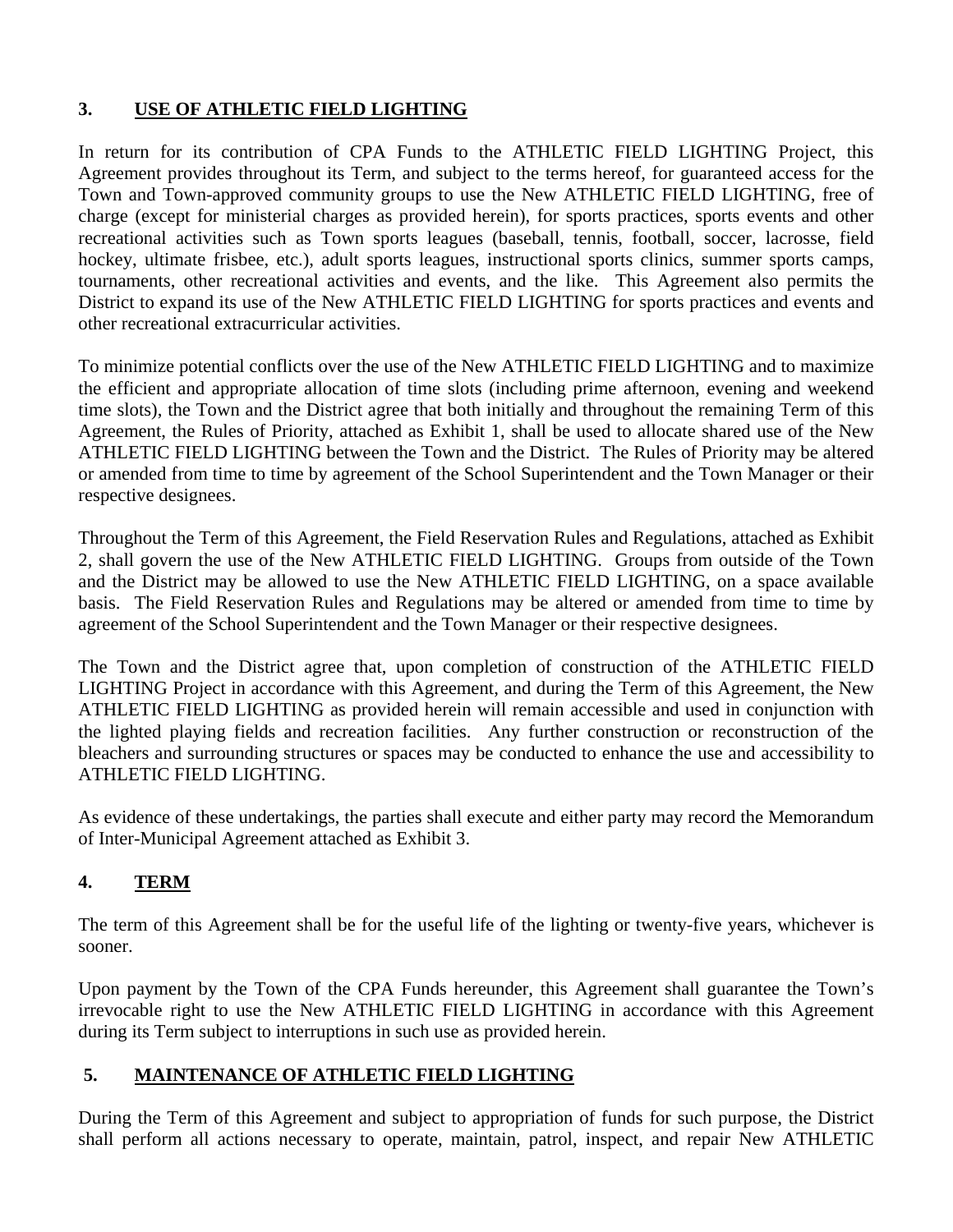## 3. USE OF ATHLETIC FIELD LIGHTING

In return for its contribution of CPA Funds to the ATHLETIC FIELD LIGHTING Project, this Agreement provides throughout its Term, and subject to the terms hereof, for guaranteed access for the Town and Town-approved community groups to use the New ATHLETIC FIELD LIGHTING, free of charge (except for ministerial charges as provided herein), for sports practices, sports events and other recreational activities such as Town sports leagues (baseball, tennis, football, soccer, lacrosse, field hockey, ultimate frisbee, etc.), adult sports leagues, instructional sports clinics, summer sports camps, tournaments, other recreational activities and events, and the like. This Agreement also permits the District to expand its use of the New ATHLETIC FIELD LIGHTING for sports practices and events and other recreational extracurricular activities.

To minimize potential conflicts over the use of the New ATHLETIC FIELD LIGHTING and to maximize the efficient and appropriate allocation of time slots (including prime afternoon, evening and weekend time slots), the Town and the District agree that both initially and throughout the remaining Term of this Agreement, the Rules of Priority, attached as Exhibit 1, shall be used to allocate shared use of the New ATHLETIC FIELD LIGHTING between the Town and the District. The Rules of Priority may be altered or amended from time to time by agreement of the School Superintendent and the Town Manager or their respective designees.

Throughout the Term of this Agreement, the Field Reservation Rules and Regulations, attached as Exhibit 2, shall govern the use of the New ATHLETIC FIELD LIGHTING. Groups from outside of the Town and the District may be allowed to use the New ATHLETIC FIELD LIGHTING, on a space available basis. The Field Reservation Rules and Regulations may be altered or amended from time to time by agreement of the School Superintendent and the Town Manager or their respective designees.

The Town and the District agree that, upon completion of construction of the ATHLETIC FIELD LIGHTING Project in accordance with this Agreement, and during the Term of this Agreement, the New ATHLETIC FIELD LIGHTING as provided herein will remain accessible and used in conjunction with the lighted playing fields and recreation facilities. Any further construction or reconstruction of the bleachers and surrounding structures or spaces may be conducted to enhance the use and accessibility to ATHLETIC FIELD LIGHTING.

As evidence of these undertakings, the parties shall execute and either party may record the Memorandum of Inter-Municipal Agreement attached as Exhibit 3.

## 4. TERM

The term of this Agreement shall be for the useful life of the lighting or twenty-five years, whichever is sooner.

Upon payment by the Town of the CPA Funds hereunder, this Agreement shall guarantee the Town's irrevocable right to use the New ATHLETIC FIELD LIGHTING in accordance with this Agreement during its Term subject to interruptions in such use as provided herein.

## 5. MAINTENANCE OF ATHLETIC FIELD LIGHTING

During the Term of this Agreement and subject to appropriation of funds for such purpose, the District shall perform all actions necessary to operate, maintain, patrol, inspect, and repair New ATHLETIC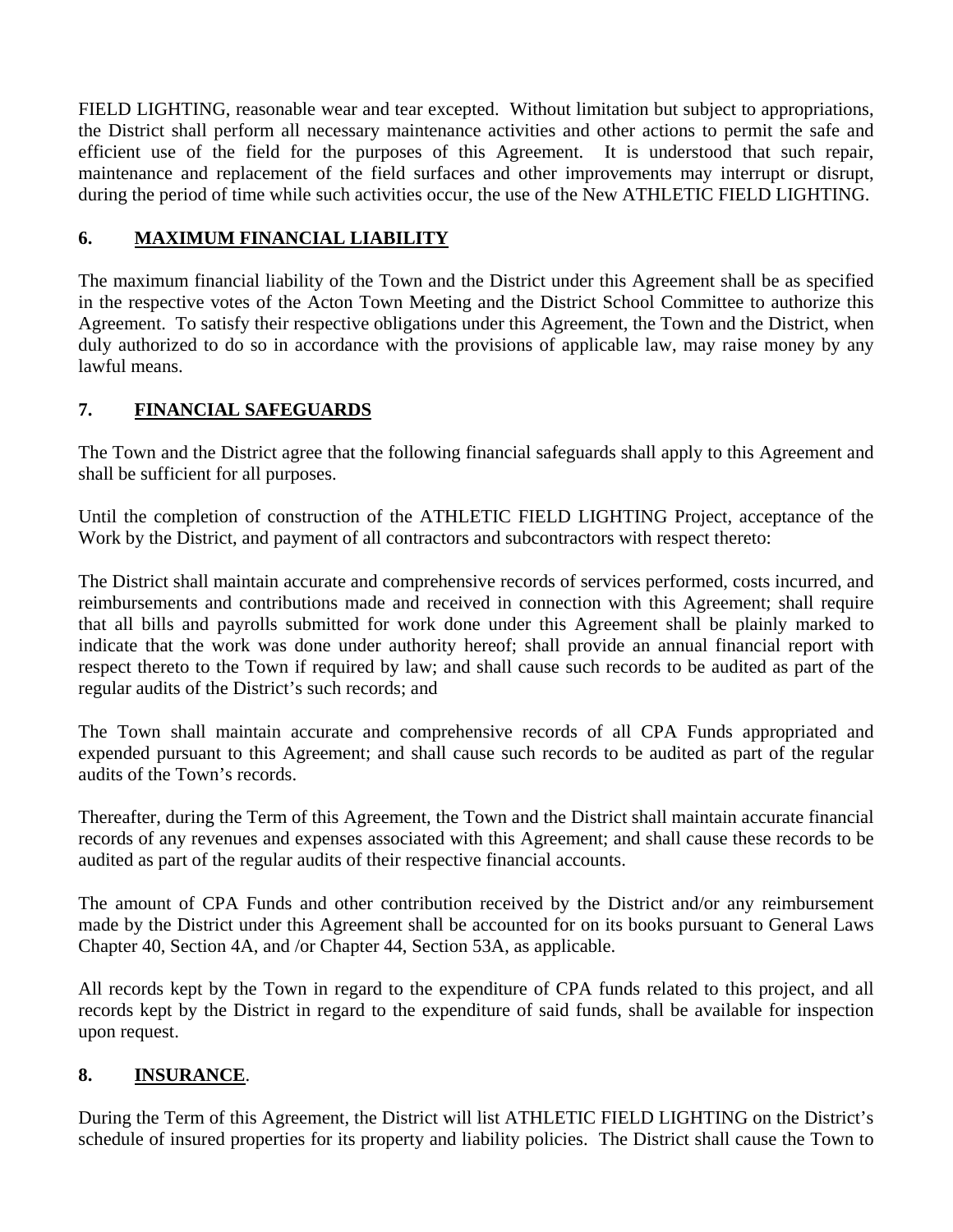FIELD LIGHTING, reasonable wear and tear excepted. Without limitation but subject to appropriations, the District shall perform all necessary maintenance activities and other actions to permit the safe and efficient use of the field for the purposes of this Agreement. It is understood that such repair, maintenance and replacement of the field surfaces and other improvements may interrupt or disrupt, during the period of time while such activities occur, the use of the New ATHLETIC FIELD LIGHTING.

## 6. MAXIMUM FINANCIAL LIABILITY

The maximum financial liability of the Town and the District under this Agreement shall be as specified in the respective votes of the Acton Town Meeting and the District School Committee to authorize this Agreement. To satisfy their respective obligations under this Agreement, the Town and the District, when duly authorized to do so in accordance with the provisions of applicable law, may raise money by any lawful means.

## 7. FINANCIAL SAFEGUARDS

The Town and the District agree that the following financial safeguards shall apply to this Agreement and shall be sufficient for all purposes.

Until the completion of construction of the ATHLETIC FIELD LIGHTING Project, acceptance of the Work by the District, and payment of all contractors and subcontractors with respect thereto:

The District shall maintain accurate and comprehensive records of services performed, costs incurred, and reimbursements and contributions made and received in connection with this Agreement; shall require that all bills and payrolls submitted for work done under this Agreement shall be plainly marked to indicate that the work was done under authority hereof; shall provide an annual financial report with respect thereto to the Town if required by law; and shall cause such records to be audited as part of the regular audits of the District's such records; and

The Town shall maintain accurate and comprehensive records of all CPA Funds appropriated and expended pursuant to this Agreement; and shall cause such records to be audited as part of the regular audits of the Town's records.

Thereafter, during the Term of this Agreement, the Town and the District shall maintain accurate financial records of any revenues and expenses associated with this Agreement; and shall cause these records to be audited as part of the regular audits of their respective financial accounts.

The amount of CPA Funds and other contribution received by the District and/or any reimbursement made by the District under this Agreement shall be accounted for on its books pursuant to General Laws Chapter 40, Section 4A, and /or Chapter 44, Section 53A, as applicable.

All records kept by the Town in regard to the expenditure of CPA funds related to this project, and all records kept by the District in regard to the expenditure of said funds, shall be available for inspection upon request.

## 8. INSURANCE.

During the Term of this Agreement, the District will list ATHLETIC FIELD LIGHTING on the District's schedule of insured properties for its property and liability policies. The District shall cause the Town to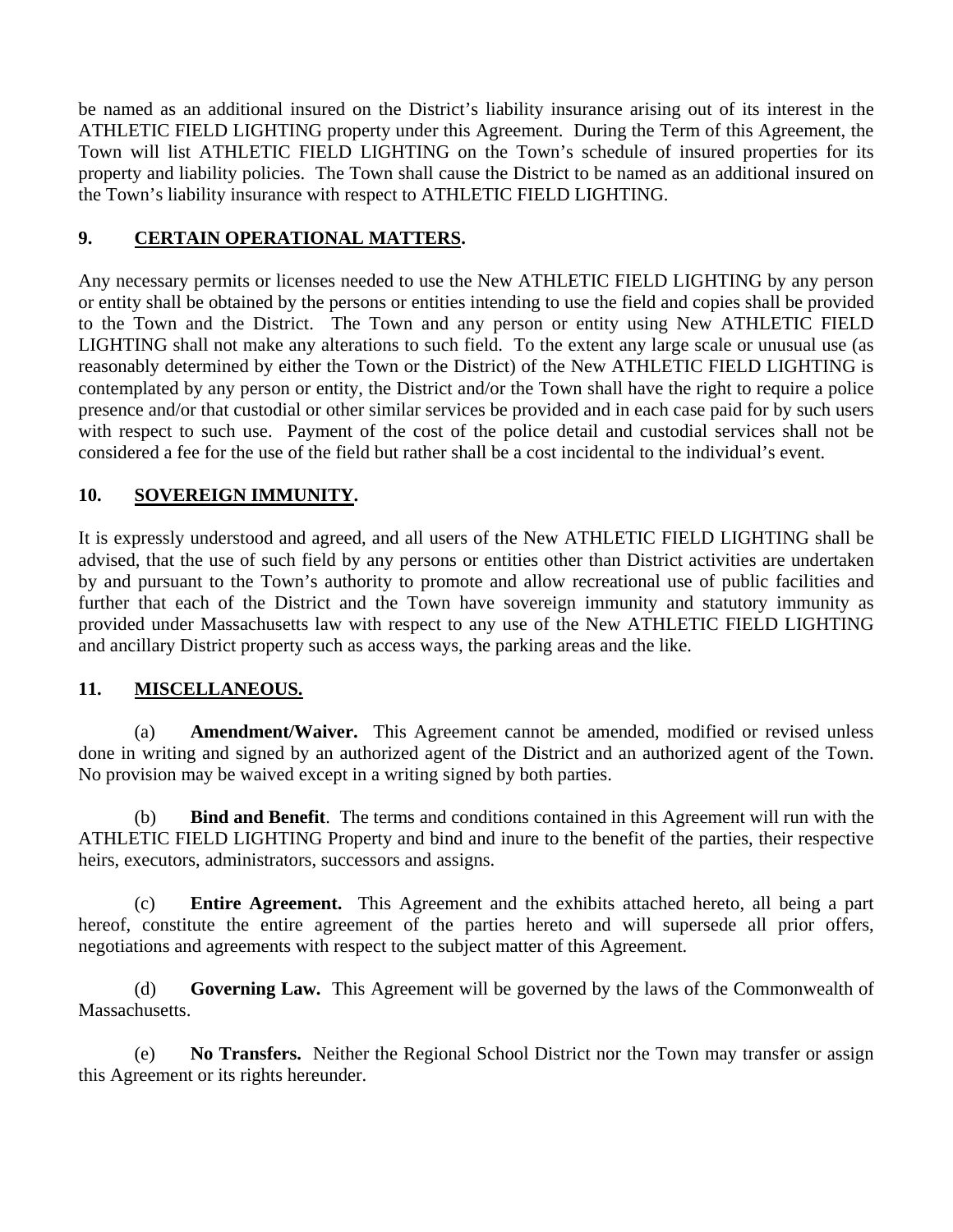be named as an additional insured on the District's liability insurance arising out of its interest in the ATHLETIC FIELD LIGHTING property under this Agreement. During the Term of this Agreement, the Town will list ATHLETIC FIELD LIGHTING on the Town's schedule of insured properties for its property and liability policies. The Town shall cause the District to be named as an additional insured on the Town's liability insurance with respect to ATHLETIC FIELD LIGHTING.

## 9. CERTAIN OPERATIONAL MATTERS.

Any necessary permits or licenses needed to use the New ATHLETIC FIELD LIGHTING by any person or entity shall be obtained by the persons or entities intending to use the field and copies shall be provided to the Town and the District. The Town and any person or entity using New ATHLETIC FIELD LIGHTING shall not make any alterations to such field. To the extent any large scale or unusual use (as reasonably determined by either the Town or the District) of the New ATHLETIC FIELD LIGHTING is contemplated by any person or entity, the District and/or the Town shall have the right to require a police presence and/or that custodial or other similar services be provided and in each case paid for by such users with respect to such use. Payment of the cost of the police detail and custodial services shall not be considered a fee for the use of the field but rather shall be a cost incidental to the individual's event.

## 10. SOVEREIGN IMMUNITY.

It is expressly understood and agreed, and all users of the New ATHLETIC FIELD LIGHTING shall be advised, that the use of such field by any persons or entities other than District activities are undertaken by and pursuant to the Town's authority to promote and allow recreational use of public facilities and further that each of the District and the Town have sovereign immunity and statutory immunity as provided under Massachusetts law with respect to any use of the New ATHLETIC FIELD LIGHTING and ancillary District property such as access ways, the parking areas and the like.

## 11. MISCELLANEOUS.

(a) **Amendment/Waiver.** This Agreement cannot be amended, modified or revised unless done in writing and signed by an authorized agent of the District and an authorized agent of the Town. No provision may be waived except in a writing signed by both parties.

(b) **Bind and Benefit**. The terms and conditions contained in this Agreement will run with the ATHLETIC FIELD LIGHTING Property and bind and inure to the benefit of the parties, their respective heirs, executors, administrators, successors and assigns.

(c) **Entire Agreement.** This Agreement and the exhibits attached hereto, all being a part hereof, constitute the entire agreement of the parties hereto and will supersede all prior offers, negotiations and agreements with respect to the subject matter of this Agreement.

(d) **Governing Law.** This Agreement will be governed by the laws of the Commonwealth of Massachusetts.

(e) **No Transfers.** Neither the Regional School District nor the Town may transfer or assign this Agreement or its rights hereunder.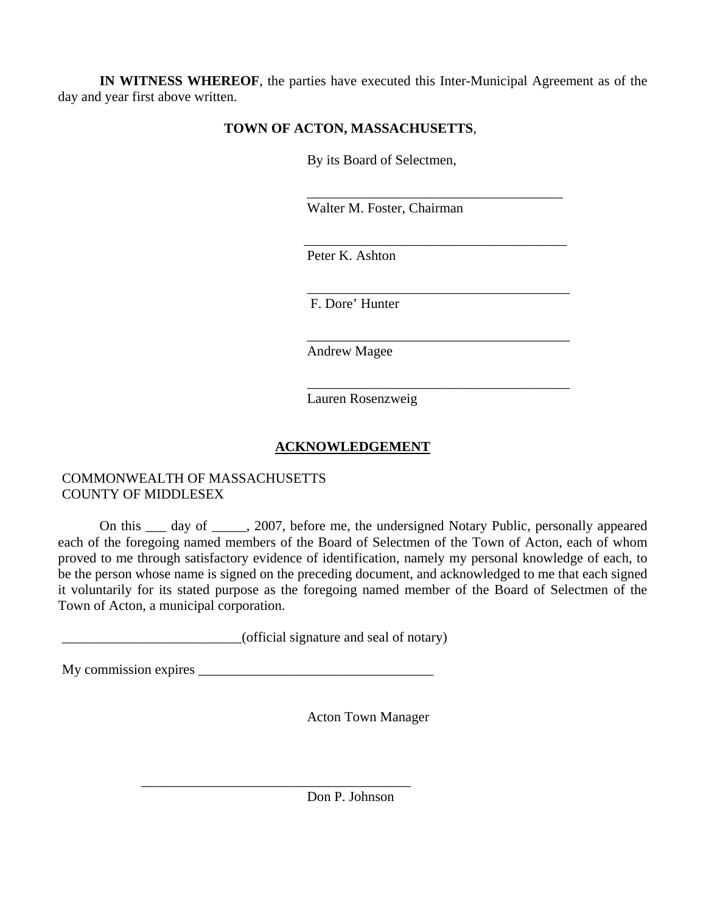**IN WITNESS WHEREOF**, the parties have executed this Inter-Municipal Agreement as of the day and year first above written.

**TOWN OF ACTON, MASSACHUSETTS**,

By its Board of Selectmen,

______________________________________
Walter M. Foster, Chairman

______________________________________
Peter K. Ashton

______________________________________
F. Dore' Hunter

______________________________________
Andrew Magee

______________________________________
Lauren Rosenzweig

## ACKNOWLEDGEMENT

COMMONWEALTH OF MASSACHUSETTS
COUNTY OF MIDDLESEX

On this ___ day of _____, 2007, before me, the undersigned Notary Public, personally appeared each of the foregoing named members of the Board of Selectmen of the Town of Acton, each of whom proved to me through satisfactory evidence of identification, namely my personal knowledge of each, to be the person whose name is signed on the preceding document, and acknowledged to me that each signed it voluntarily for its stated purpose as the foregoing named member of the Board of Selectmen of the Town of Acton, a municipal corporation.

__________________________(official signature and seal of notary)

My commission expires __________________________________

Acton Town Manager

________________________________________
Don P. Johnson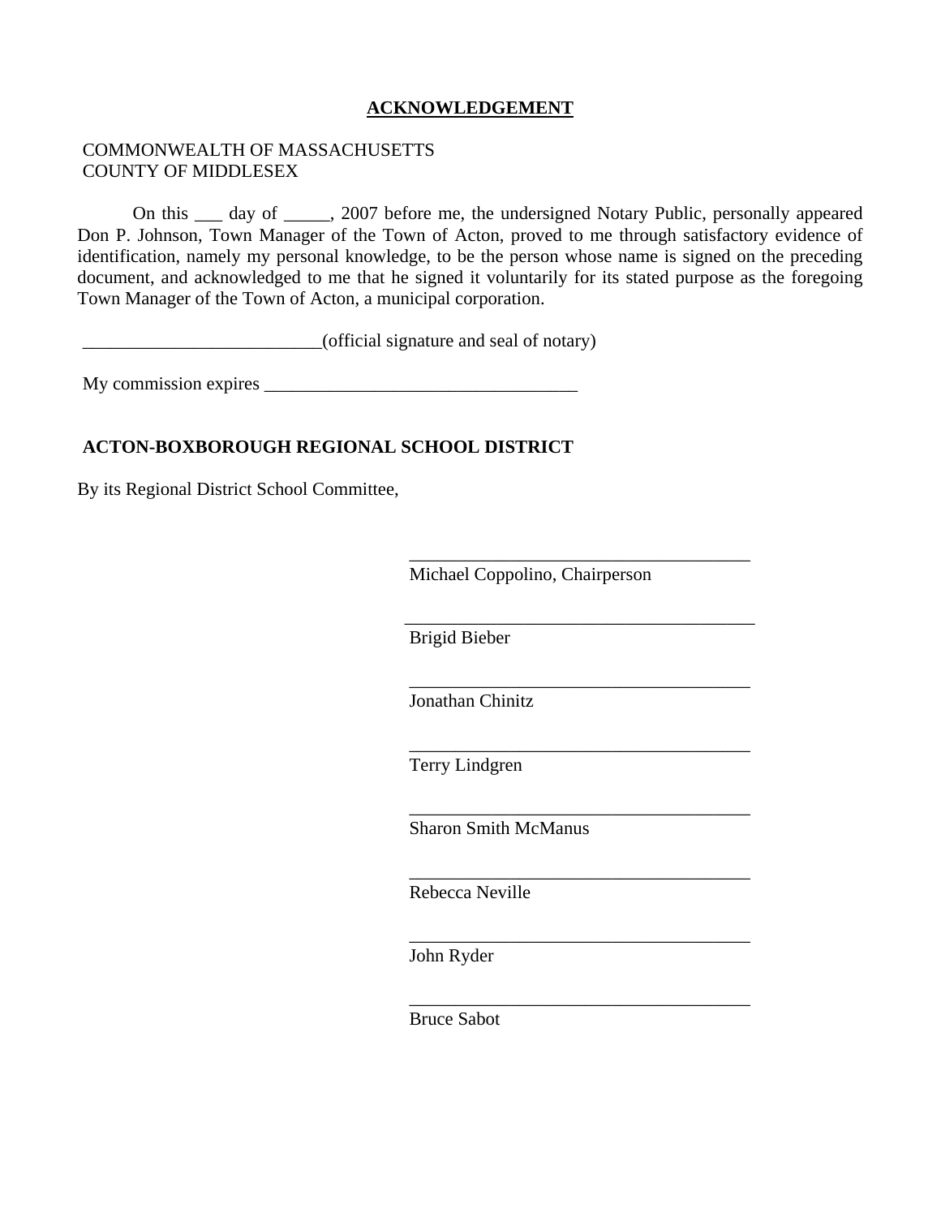**ACKNOWLEDGEMENT**

COMMONWEALTH OF MASSACHUSETTS
COUNTY OF MIDDLESEX

On this ___ day of _____, 2007 before me, the undersigned Notary Public, personally appeared Don P. Johnson, Town Manager of the Town of Acton, proved to me through satisfactory evidence of identification, namely my personal knowledge, to be the person whose name is signed on the preceding document, and acknowledged to me that he signed it voluntarily for its stated purpose as the foregoing Town Manager of the Town of Acton, a municipal corporation.

__________________________(official signature and seal of notary)

My commission expires __________________________________

**ACTON-BOXBOROUGH REGIONAL SCHOOL DISTRICT**

By its Regional District School Committee,

______________________________________
Michael Coppolino, Chairperson

______________________________________
Brigid Bieber

______________________________________
Jonathan Chinitz

______________________________________
Terry Lindgren

______________________________________
Sharon Smith McManus

______________________________________
Rebecca Neville

______________________________________
John Ryder

______________________________________
Bruce Sabot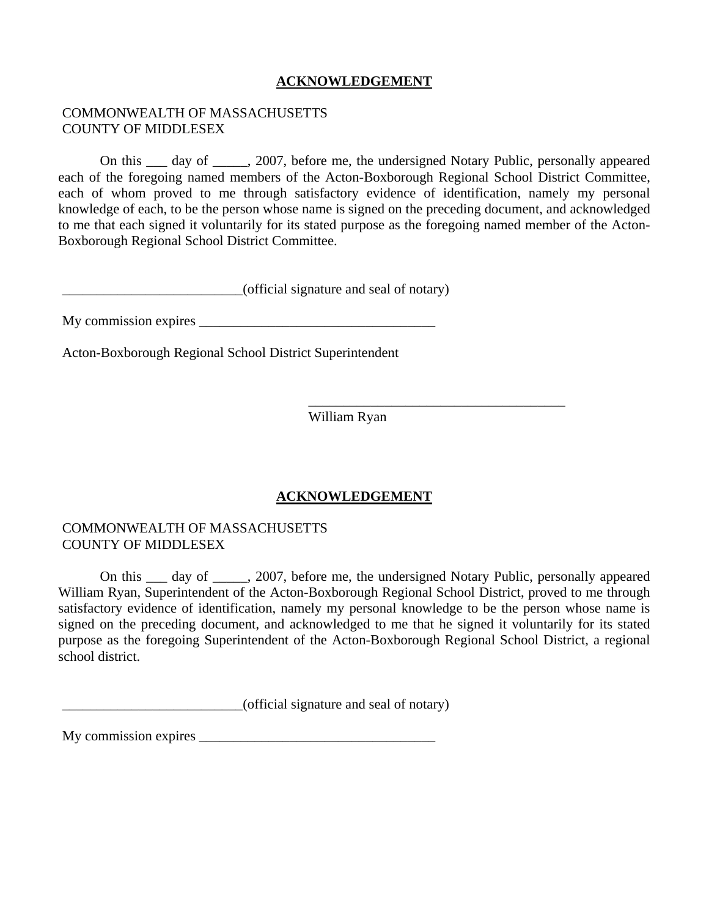## ACKNOWLEDGEMENT

COMMONWEALTH OF MASSACHUSETTS
COUNTY OF MIDDLESEX

On this ___ day of _____, 2007, before me, the undersigned Notary Public, personally appeared each of the foregoing named members of the Acton-Boxborough Regional School District Committee, each of whom proved to me through satisfactory evidence of identification, namely my personal knowledge of each, to be the person whose name is signed on the preceding document, and acknowledged to me that each signed it voluntarily for its stated purpose as the foregoing named member of the Acton-Boxborough Regional School District Committee.

__________________________(official signature and seal of notary)

My commission expires __________________________________

Acton-Boxborough Regional School District Superintendent

______________________________________
William Ryan

## ACKNOWLEDGEMENT

COMMONWEALTH OF MASSACHUSETTS
COUNTY OF MIDDLESEX

On this ___ day of _____, 2007, before me, the undersigned Notary Public, personally appeared William Ryan, Superintendent of the Acton-Boxborough Regional School District, proved to me through satisfactory evidence of identification, namely my personal knowledge to be the person whose name is signed on the preceding document, and acknowledged to me that he signed it voluntarily for its stated purpose as the foregoing Superintendent of the Acton-Boxborough Regional School District, a regional school district.

__________________________(official signature and seal of notary)

My commission expires __________________________________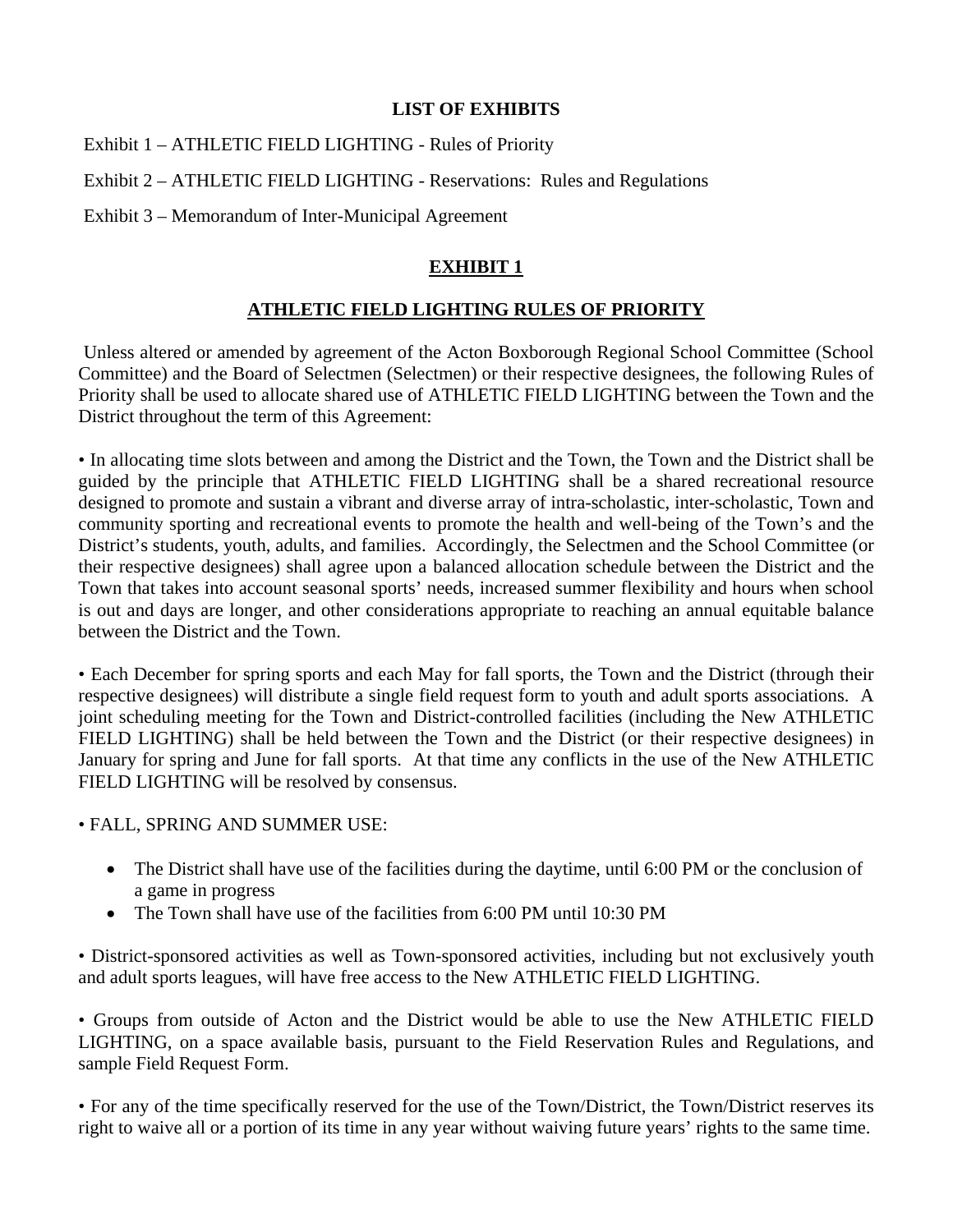**LIST OF EXHIBITS**

Exhibit 1 – ATHLETIC FIELD LIGHTING - Rules of Priority

Exhibit 2 – ATHLETIC FIELD LIGHTING - Reservations: Rules and Regulations

Exhibit 3 – Memorandum of Inter-Municipal Agreement

## EXHIBIT 1

## ATHLETIC FIELD LIGHTING RULES OF PRIORITY

Unless altered or amended by agreement of the Acton Boxborough Regional School Committee (School Committee) and the Board of Selectmen (Selectmen) or their respective designees, the following Rules of Priority shall be used to allocate shared use of ATHLETIC FIELD LIGHTING between the Town and the District throughout the term of this Agreement:

• In allocating time slots between and among the District and the Town, the Town and the District shall be guided by the principle that ATHLETIC FIELD LIGHTING shall be a shared recreational resource designed to promote and sustain a vibrant and diverse array of intra-scholastic, inter-scholastic, Town and community sporting and recreational events to promote the health and well-being of the Town's and the District's students, youth, adults, and families. Accordingly, the Selectmen and the School Committee (or their respective designees) shall agree upon a balanced allocation schedule between the District and the Town that takes into account seasonal sports' needs, increased summer flexibility and hours when school is out and days are longer, and other considerations appropriate to reaching an annual equitable balance between the District and the Town.

• Each December for spring sports and each May for fall sports, the Town and the District (through their respective designees) will distribute a single field request form to youth and adult sports associations. A joint scheduling meeting for the Town and District-controlled facilities (including the New ATHLETIC FIELD LIGHTING) shall be held between the Town and the District (or their respective designees) in January for spring and June for fall sports. At that time any conflicts in the use of the New ATHLETIC FIELD LIGHTING will be resolved by consensus.

• FALL, SPRING AND SUMMER USE:

- The District shall have use of the facilities during the daytime, until 6:00 PM or the conclusion of a game in progress
- The Town shall have use of the facilities from 6:00 PM until 10:30 PM

• District-sponsored activities as well as Town-sponsored activities, including but not exclusively youth and adult sports leagues, will have free access to the New ATHLETIC FIELD LIGHTING.

• Groups from outside of Acton and the District would be able to use the New ATHLETIC FIELD LIGHTING, on a space available basis, pursuant to the Field Reservation Rules and Regulations, and sample Field Request Form.

• For any of the time specifically reserved for the use of the Town/District, the Town/District reserves its right to waive all or a portion of its time in any year without waiving future years' rights to the same time.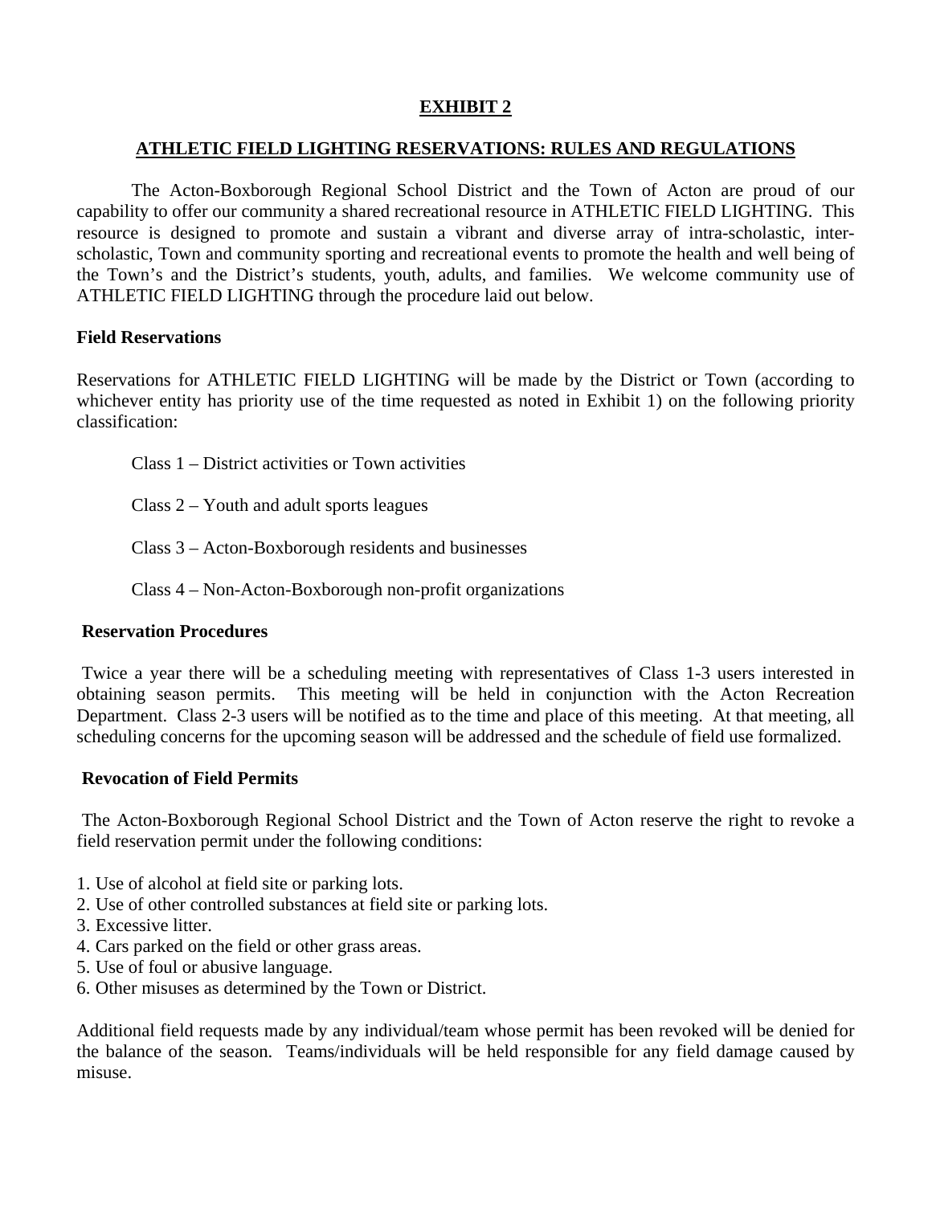# EXHIBIT 2

## ATHLETIC FIELD LIGHTING RESERVATIONS: RULES AND REGULATIONS

The Acton-Boxborough Regional School District and the Town of Acton are proud of our capability to offer our community a shared recreational resource in ATHLETIC FIELD LIGHTING. This resource is designed to promote and sustain a vibrant and diverse array of intra-scholastic, inter-scholastic, Town and community sporting and recreational events to promote the health and well being of the Town's and the District's students, youth, adults, and families. We welcome community use of ATHLETIC FIELD LIGHTING through the procedure laid out below.

### Field Reservations

Reservations for ATHLETIC FIELD LIGHTING will be made by the District or Town (according to whichever entity has priority use of the time requested as noted in Exhibit 1) on the following priority classification:

Class 1 – District activities or Town activities

Class 2 – Youth and adult sports leagues

Class 3 – Acton-Boxborough residents and businesses

Class 4 – Non-Acton-Boxborough non-profit organizations

### Reservation Procedures

Twice a year there will be a scheduling meeting with representatives of Class 1-3 users interested in obtaining season permits. This meeting will be held in conjunction with the Acton Recreation Department. Class 2-3 users will be notified as to the time and place of this meeting. At that meeting, all scheduling concerns for the upcoming season will be addressed and the schedule of field use formalized.

### Revocation of Field Permits

The Acton-Boxborough Regional School District and the Town of Acton reserve the right to revoke a field reservation permit under the following conditions:

1. Use of alcohol at field site or parking lots.
2. Use of other controlled substances at field site or parking lots.
3. Excessive litter.
4. Cars parked on the field or other grass areas.
5. Use of foul or abusive language.
6. Other misuses as determined by the Town or District.

Additional field requests made by any individual/team whose permit has been revoked will be denied for the balance of the season. Teams/individuals will be held responsible for any field damage caused by misuse.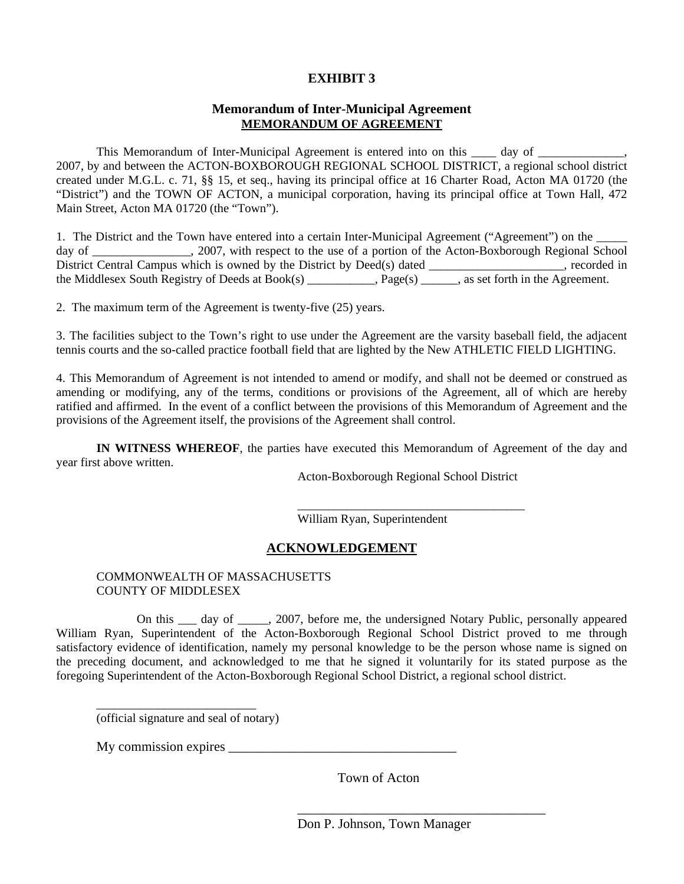# EXHIBIT 3

## Memorandum of Inter-Municipal Agreement

**MEMORANDUM OF AGREEMENT**

This Memorandum of Inter-Municipal Agreement is entered into on this ____ day of ______________, 2007, by and between the ACTON-BOXBOROUGH REGIONAL SCHOOL DISTRICT, a regional school district created under M.G.L. c. 71, §§ 15, et seq., having its principal office at 16 Charter Road, Acton MA 01720 (the "District") and the TOWN OF ACTON, a municipal corporation, having its principal office at Town Hall, 472 Main Street, Acton MA 01720 (the "Town").

1. The District and the Town have entered into a certain Inter-Municipal Agreement ("Agreement") on the _____ day of ________________, 2007, with respect to the use of a portion of the Acton-Boxborough Regional School District Central Campus which is owned by the District by Deed(s) dated ______________________, recorded in the Middlesex South Registry of Deeds at Book(s) ___________, Page(s) ______, as set forth in the Agreement.

2. The maximum term of the Agreement is twenty-five (25) years.

3. The facilities subject to the Town's right to use under the Agreement are the varsity baseball field, the adjacent tennis courts and the so-called practice football field that are lighted by the New ATHLETIC FIELD LIGHTING.

4. This Memorandum of Agreement is not intended to amend or modify, and shall not be deemed or construed as amending or modifying, any of the terms, conditions or provisions of the Agreement, all of which are hereby ratified and affirmed. In the event of a conflict between the provisions of this Memorandum of Agreement and the provisions of the Agreement itself, the provisions of the Agreement shall control.

**IN WITNESS WHEREOF**, the parties have executed this Memorandum of Agreement of the day and year first above written.

Acton-Boxborough Regional School District

_____________________________________

William Ryan, Superintendent

## ACKNOWLEDGEMENT

COMMONWEALTH OF MASSACHUSETTS
COUNTY OF MIDDLESEX

On this ___ day of _____, 2007, before me, the undersigned Notary Public, personally appeared William Ryan, Superintendent of the Acton-Boxborough Regional School District proved to me through satisfactory evidence of identification, namely my personal knowledge to be the person whose name is signed on the preceding document, and acknowledged to me that he signed it voluntarily for its stated purpose as the foregoing Superintendent of the Acton-Boxborough Regional School District, a regional school district.

_________________________
(official signature and seal of notary)

My commission expires __________________________________

Town of Acton

_____________________________________

Don P. Johnson, Town Manager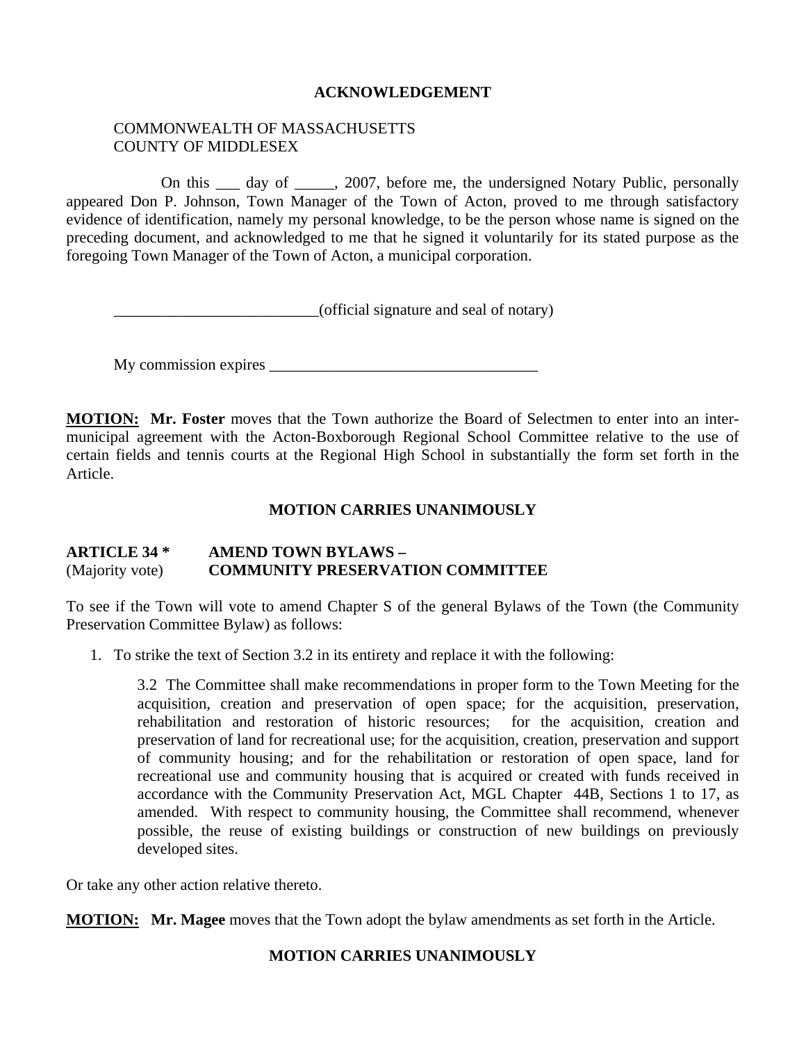**ACKNOWLEDGEMENT**

COMMONWEALTH OF MASSACHUSETTS
COUNTY OF MIDDLESEX

On this ___ day of _____, 2007, before me, the undersigned Notary Public, personally appeared Don P. Johnson, Town Manager of the Town of Acton, proved to me through satisfactory evidence of identification, namely my personal knowledge, to be the person whose name is signed on the preceding document, and acknowledged to me that he signed it voluntarily for its stated purpose as the foregoing Town Manager of the Town of Acton, a municipal corporation.

__________________________(official signature and seal of notary)

My commission expires ___________________________________

**MOTION:** **Mr. Foster** moves that the Town authorize the Board of Selectmen to enter into an inter-municipal agreement with the Acton-Boxborough Regional School Committee relative to the use of certain fields and tennis courts at the Regional High School in substantially the form set forth in the Article.

**MOTION CARRIES UNANIMOUSLY**

**ARTICLE 34 *** **AMEND TOWN BYLAWS –**
(Majority vote) **COMMUNITY PRESERVATION COMMITTEE**

To see if the Town will vote to amend Chapter S of the general Bylaws of the Town (the Community Preservation Committee Bylaw) as follows:

1. To strike the text of Section 3.2 in its entirety and replace it with the following:

   3.2 The Committee shall make recommendations in proper form to the Town Meeting for the acquisition, creation and preservation of open space; for the acquisition, preservation, rehabilitation and restoration of historic resources; for the acquisition, creation and preservation of land for recreational use; for the acquisition, creation, preservation and support of community housing; and for the rehabilitation or restoration of open space, land for recreational use and community housing that is acquired or created with funds received in accordance with the Community Preservation Act, MGL Chapter 44B, Sections 1 to 17, as amended. With respect to community housing, the Committee shall recommend, whenever possible, the reuse of existing buildings or construction of new buildings on previously developed sites.

Or take any other action relative thereto.

**MOTION:** **Mr. Magee** moves that the Town adopt the bylaw amendments as set forth in the Article.

**MOTION CARRIES UNANIMOUSLY**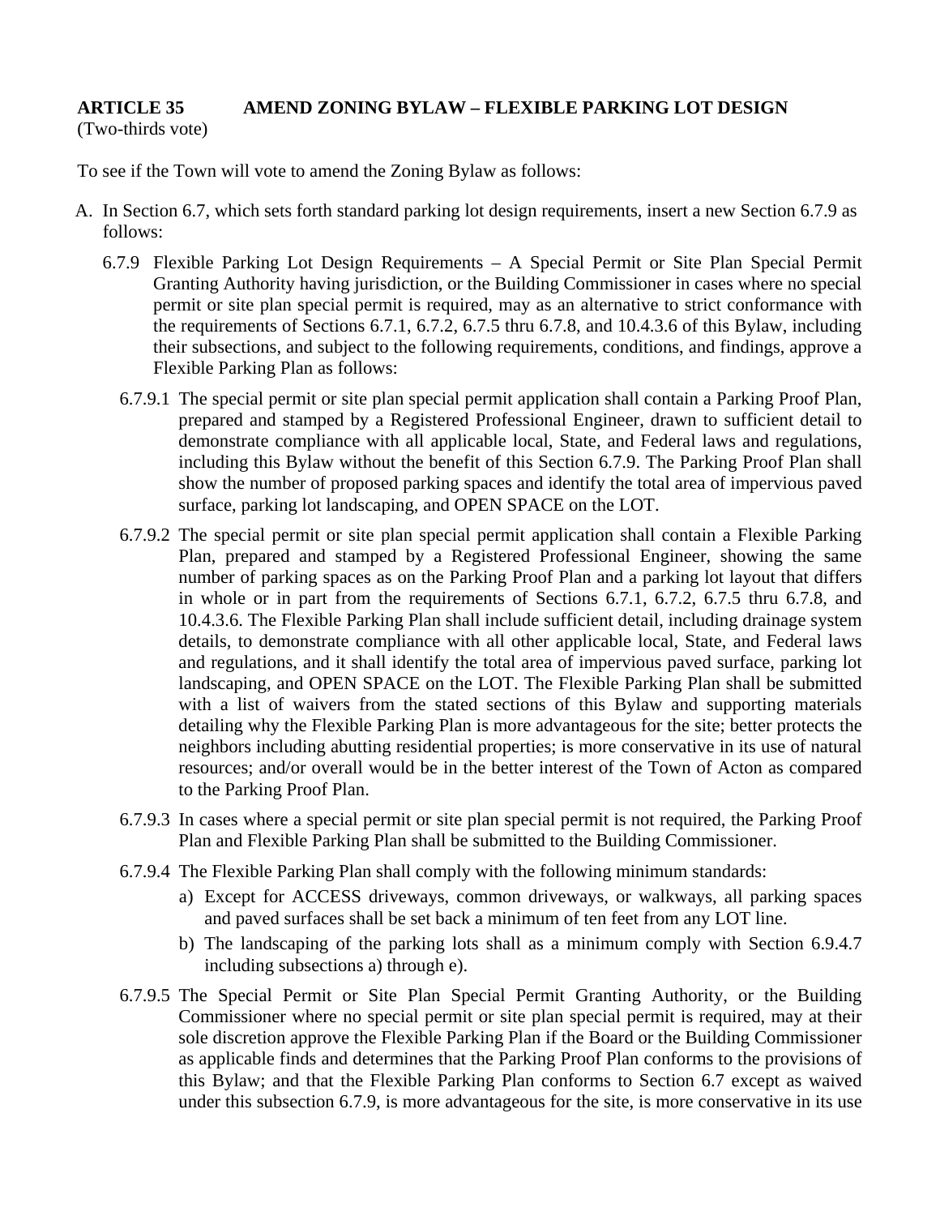**ARTICLE 35 AMEND ZONING BYLAW – FLEXIBLE PARKING LOT DESIGN**
(Two-thirds vote)

To see if the Town will vote to amend the Zoning Bylaw as follows:

A. In Section 6.7, which sets forth standard parking lot design requirements, insert a new Section 6.7.9 as follows:

   6.7.9 Flexible Parking Lot Design Requirements – A Special Permit or Site Plan Special Permit Granting Authority having jurisdiction, or the Building Commissioner in cases where no special permit or site plan special permit is required, may as an alternative to strict conformance with the requirements of Sections 6.7.1, 6.7.2, 6.7.5 thru 6.7.8, and 10.4.3.6 of this Bylaw, including their subsections, and subject to the following requirements, conditions, and findings, approve a Flexible Parking Plan as follows:

   6.7.9.1 The special permit or site plan special permit application shall contain a Parking Proof Plan, prepared and stamped by a Registered Professional Engineer, drawn to sufficient detail to demonstrate compliance with all applicable local, State, and Federal laws and regulations, including this Bylaw without the benefit of this Section 6.7.9. The Parking Proof Plan shall show the number of proposed parking spaces and identify the total area of impervious paved surface, parking lot landscaping, and OPEN SPACE on the LOT.

   6.7.9.2 The special permit or site plan special permit application shall contain a Flexible Parking Plan, prepared and stamped by a Registered Professional Engineer, showing the same number of parking spaces as on the Parking Proof Plan and a parking lot layout that differs in whole or in part from the requirements of Sections 6.7.1, 6.7.2, 6.7.5 thru 6.7.8, and 10.4.3.6. The Flexible Parking Plan shall include sufficient detail, including drainage system details, to demonstrate compliance with all other applicable local, State, and Federal laws and regulations, and it shall identify the total area of impervious paved surface, parking lot landscaping, and OPEN SPACE on the LOT. The Flexible Parking Plan shall be submitted with a list of waivers from the stated sections of this Bylaw and supporting materials detailing why the Flexible Parking Plan is more advantageous for the site; better protects the neighbors including abutting residential properties; is more conservative in its use of natural resources; and/or overall would be in the better interest of the Town of Acton as compared to the Parking Proof Plan.

   6.7.9.3 In cases where a special permit or site plan special permit is not required, the Parking Proof Plan and Flexible Parking Plan shall be submitted to the Building Commissioner.

   6.7.9.4 The Flexible Parking Plan shall comply with the following minimum standards:

   a) Except for ACCESS driveways, common driveways, or walkways, all parking spaces and paved surfaces shall be set back a minimum of ten feet from any LOT line.
   b) The landscaping of the parking lots shall as a minimum comply with Section 6.9.4.7 including subsections a) through e).

   6.7.9.5 The Special Permit or Site Plan Special Permit Granting Authority, or the Building Commissioner where no special permit or site plan special permit is required, may at their sole discretion approve the Flexible Parking Plan if the Board or the Building Commissioner as applicable finds and determines that the Parking Proof Plan conforms to the provisions of this Bylaw; and that the Flexible Parking Plan conforms to Section 6.7 except as waived under this subsection 6.7.9, is more advantageous for the site, is more conservative in its use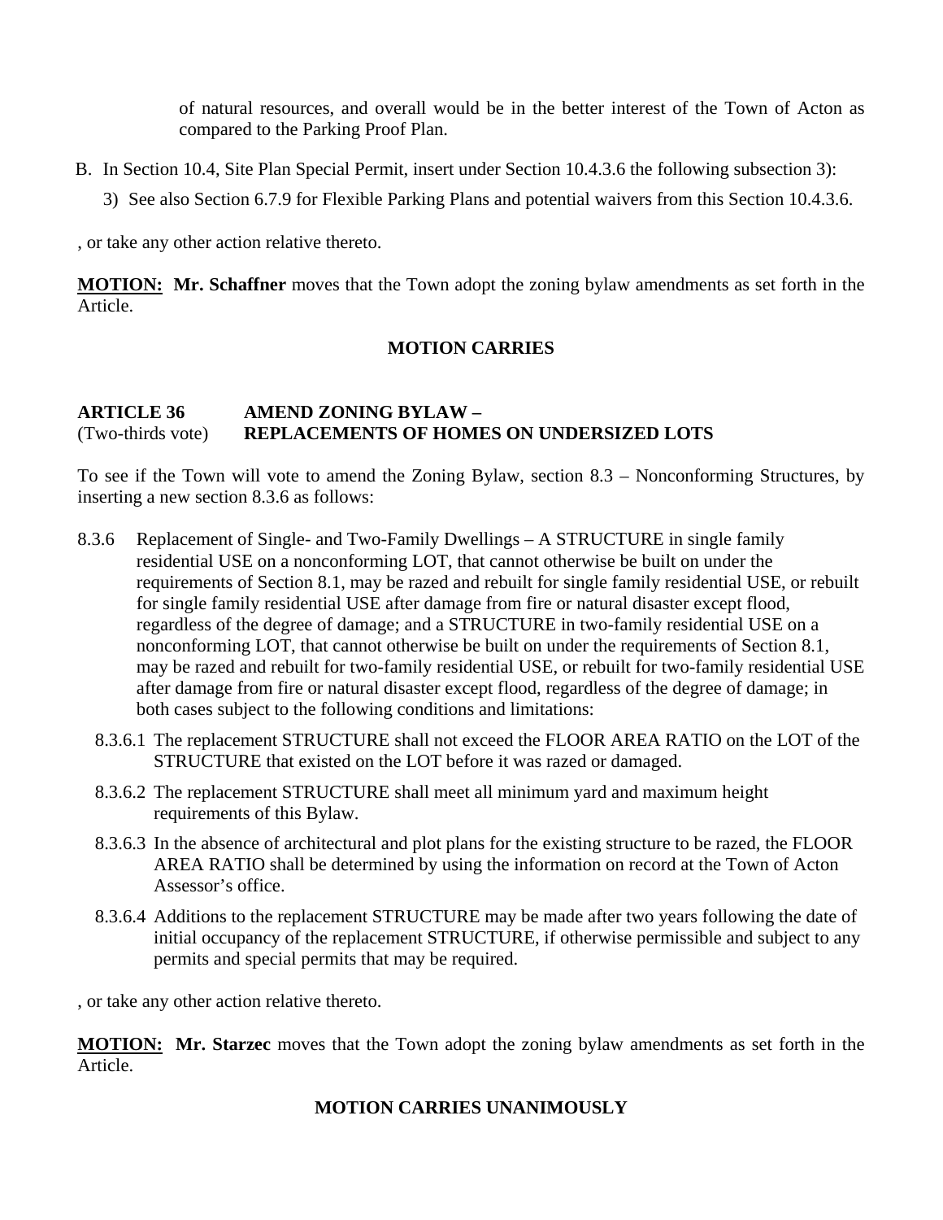of natural resources, and overall would be in the better interest of the Town of Acton as compared to the Parking Proof Plan.

B. In Section 10.4, Site Plan Special Permit, insert under Section 10.4.3.6 the following subsection 3):

   3) See also Section 6.7.9 for Flexible Parking Plans and potential waivers from this Section 10.4.3.6.

, or take any other action relative thereto.

**MOTION:** **Mr. Schaffner** moves that the Town adopt the zoning bylaw amendments as set forth in the Article.

**MOTION CARRIES**

**ARTICLE 36** **AMEND ZONING BYLAW –**
(Two-thirds vote) **REPLACEMENTS OF HOMES ON UNDERSIZED LOTS**

To see if the Town will vote to amend the Zoning Bylaw, section 8.3 – Nonconforming Structures, by inserting a new section 8.3.6 as follows:

8.3.6 Replacement of Single- and Two-Family Dwellings – A STRUCTURE in single family residential USE on a nonconforming LOT, that cannot otherwise be built on under the requirements of Section 8.1, may be razed and rebuilt for single family residential USE, or rebuilt for single family residential USE after damage from fire or natural disaster except flood, regardless of the degree of damage; and a STRUCTURE in two-family residential USE on a nonconforming LOT, that cannot otherwise be built on under the requirements of Section 8.1, may be razed and rebuilt for two-family residential USE, or rebuilt for two-family residential USE after damage from fire or natural disaster except flood, regardless of the degree of damage; in both cases subject to the following conditions and limitations:

8.3.6.1 The replacement STRUCTURE shall not exceed the FLOOR AREA RATIO on the LOT of the STRUCTURE that existed on the LOT before it was razed or damaged.

8.3.6.2 The replacement STRUCTURE shall meet all minimum yard and maximum height requirements of this Bylaw.

8.3.6.3 In the absence of architectural and plot plans for the existing structure to be razed, the FLOOR AREA RATIO shall be determined by using the information on record at the Town of Acton Assessor's office.

8.3.6.4 Additions to the replacement STRUCTURE may be made after two years following the date of initial occupancy of the replacement STRUCTURE, if otherwise permissible and subject to any permits and special permits that may be required.

, or take any other action relative thereto.

**MOTION:** **Mr. Starzec** moves that the Town adopt the zoning bylaw amendments as set forth in the Article.

**MOTION CARRIES UNANIMOUSLY**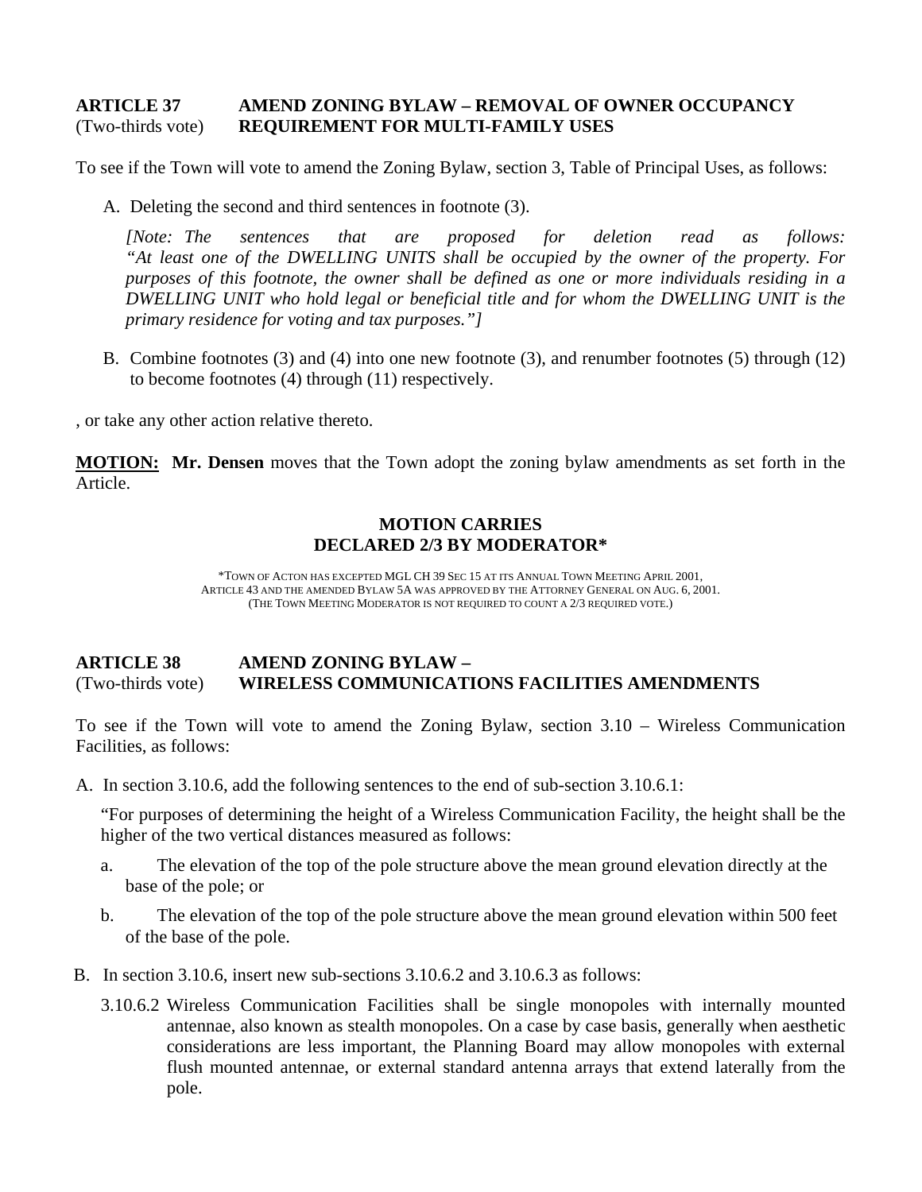**ARTICLE 37** **AMEND ZONING BYLAW – REMOVAL OF OWNER OCCUPANCY**
(Two-thirds vote) **REQUIREMENT FOR MULTI-FAMILY USES**

To see if the Town will vote to amend the Zoning Bylaw, section 3, Table of Principal Uses, as follows:

A. Deleting the second and third sentences in footnote (3).

*[Note: The sentences that are proposed for deletion read as follows: "At least one of the DWELLING UNITS shall be occupied by the owner of the property. For purposes of this footnote, the owner shall be defined as one or more individuals residing in a DWELLING UNIT who hold legal or beneficial title and for whom the DWELLING UNIT is the primary residence for voting and tax purposes."]*

B. Combine footnotes (3) and (4) into one new footnote (3), and renumber footnotes (5) through (12) to become footnotes (4) through (11) respectively.

, or take any other action relative thereto.

**MOTION:** **Mr. Densen** moves that the Town adopt the zoning bylaw amendments as set forth in the Article.

**MOTION CARRIES**
**DECLARED 2/3 BY MODERATOR***

*TOWN OF ACTON HAS EXCEPTED MGL CH 39 SEC 15 AT ITS ANNUAL TOWN MEETING APRIL 2001, ARTICLE 43 AND THE AMENDED BYLAW 5A WAS APPROVED BY THE ATTORNEY GENERAL ON AUG. 6, 2001. (THE TOWN MEETING MODERATOR IS NOT REQUIRED TO COUNT A 2/3 REQUIRED VOTE.)

**ARTICLE 38** **AMEND ZONING BYLAW –**
(Two-thirds vote) **WIRELESS COMMUNICATIONS FACILITIES AMENDMENTS**

To see if the Town will vote to amend the Zoning Bylaw, section 3.10 – Wireless Communication Facilities, as follows:

A. In section 3.10.6, add the following sentences to the end of sub-section 3.10.6.1:

"For purposes of determining the height of a Wireless Communication Facility, the height shall be the higher of the two vertical distances measured as follows:

a. The elevation of the top of the pole structure above the mean ground elevation directly at the base of the pole; or

b. The elevation of the top of the pole structure above the mean ground elevation within 500 feet of the base of the pole.

B. In section 3.10.6, insert new sub-sections 3.10.6.2 and 3.10.6.3 as follows:

3.10.6.2 Wireless Communication Facilities shall be single monopoles with internally mounted antennae, also known as stealth monopoles. On a case by case basis, generally when aesthetic considerations are less important, the Planning Board may allow monopoles with external flush mounted antennae, or external standard antenna arrays that extend laterally from the pole.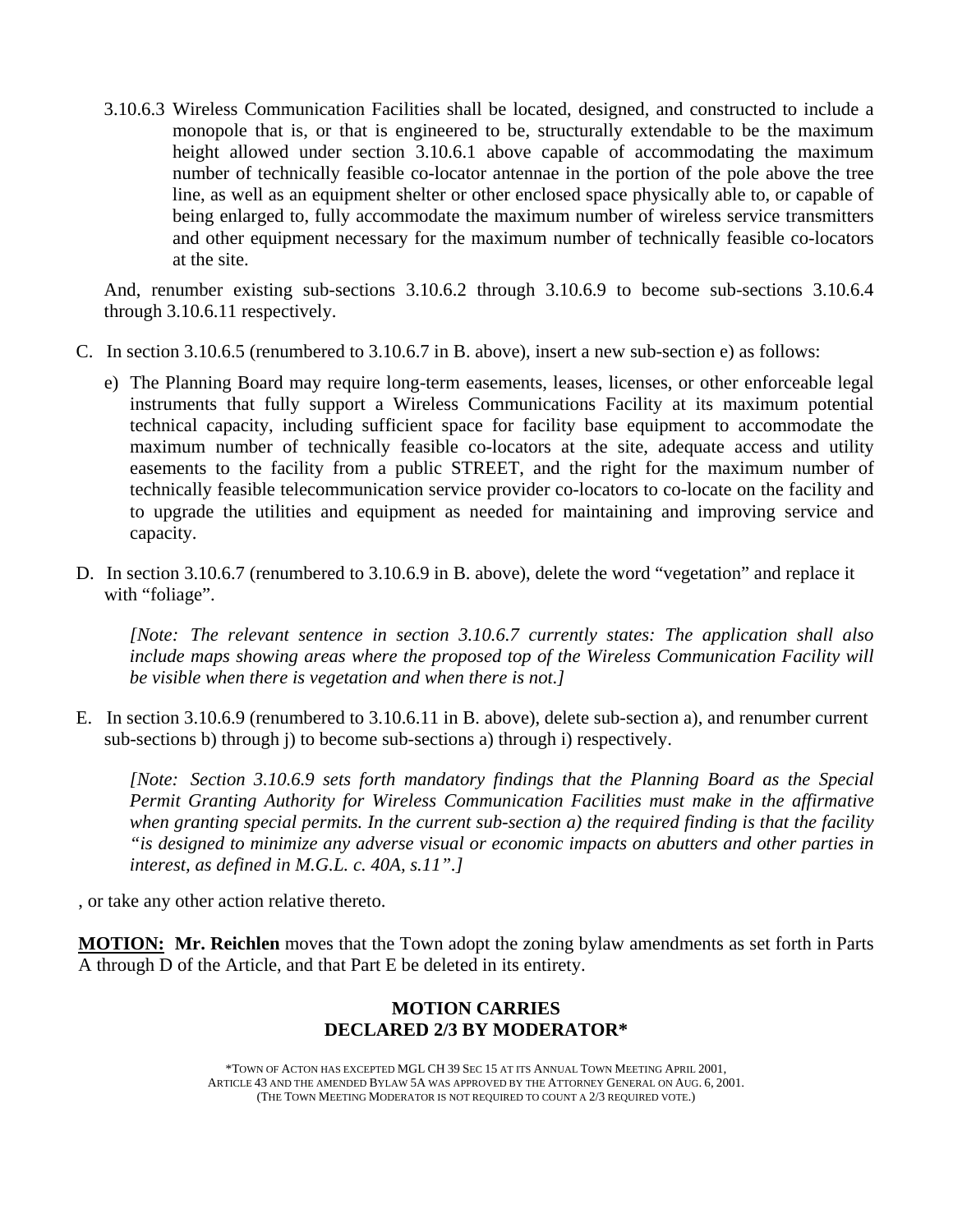3.10.6.3 Wireless Communication Facilities shall be located, designed, and constructed to include a monopole that is, or that is engineered to be, structurally extendable to be the maximum height allowed under section 3.10.6.1 above capable of accommodating the maximum number of technically feasible co-locator antennae in the portion of the pole above the tree line, as well as an equipment shelter or other enclosed space physically able to, or capable of being enlarged to, fully accommodate the maximum number of wireless service transmitters and other equipment necessary for the maximum number of technically feasible co-locators at the site.

And, renumber existing sub-sections 3.10.6.2 through 3.10.6.9 to become sub-sections 3.10.6.4 through 3.10.6.11 respectively.

C. In section 3.10.6.5 (renumbered to 3.10.6.7 in B. above), insert a new sub-section e) as follows:

e) The Planning Board may require long-term easements, leases, licenses, or other enforceable legal instruments that fully support a Wireless Communications Facility at its maximum potential technical capacity, including sufficient space for facility base equipment to accommodate the maximum number of technically feasible co-locators at the site, adequate access and utility easements to the facility from a public STREET, and the right for the maximum number of technically feasible telecommunication service provider co-locators to co-locate on the facility and to upgrade the utilities and equipment as needed for maintaining and improving service and capacity.

D. In section 3.10.6.7 (renumbered to 3.10.6.9 in B. above), delete the word "vegetation" and replace it with "foliage".

*[Note: The relevant sentence in section 3.10.6.7 currently states: The application shall also include maps showing areas where the proposed top of the Wireless Communication Facility will be visible when there is vegetation and when there is not.]*

E. In section 3.10.6.9 (renumbered to 3.10.6.11 in B. above), delete sub-section a), and renumber current sub-sections b) through j) to become sub-sections a) through i) respectively.

*[Note: Section 3.10.6.9 sets forth mandatory findings that the Planning Board as the Special Permit Granting Authority for Wireless Communication Facilities must make in the affirmative when granting special permits. In the current sub-section a) the required finding is that the facility "is designed to minimize any adverse visual or economic impacts on abutters and other parties in interest, as defined in M.G.L. c. 40A, s.11".]*

, or take any other action relative thereto.

**MOTION: Mr. Reichlen** moves that the Town adopt the zoning bylaw amendments as set forth in Parts A through D of the Article, and that Part E be deleted in its entirety.

**MOTION CARRIES**
**DECLARED 2/3 BY MODERATOR***

*TOWN OF ACTON HAS EXCEPTED MGL CH 39 SEC 15 AT ITS ANNUAL TOWN MEETING APRIL 2001, ARTICLE 43 AND THE AMENDED BYLAW 5A WAS APPROVED BY THE ATTORNEY GENERAL ON AUG. 6, 2001. (THE TOWN MEETING MODERATOR IS NOT REQUIRED TO COUNT A 2/3 REQUIRED VOTE.)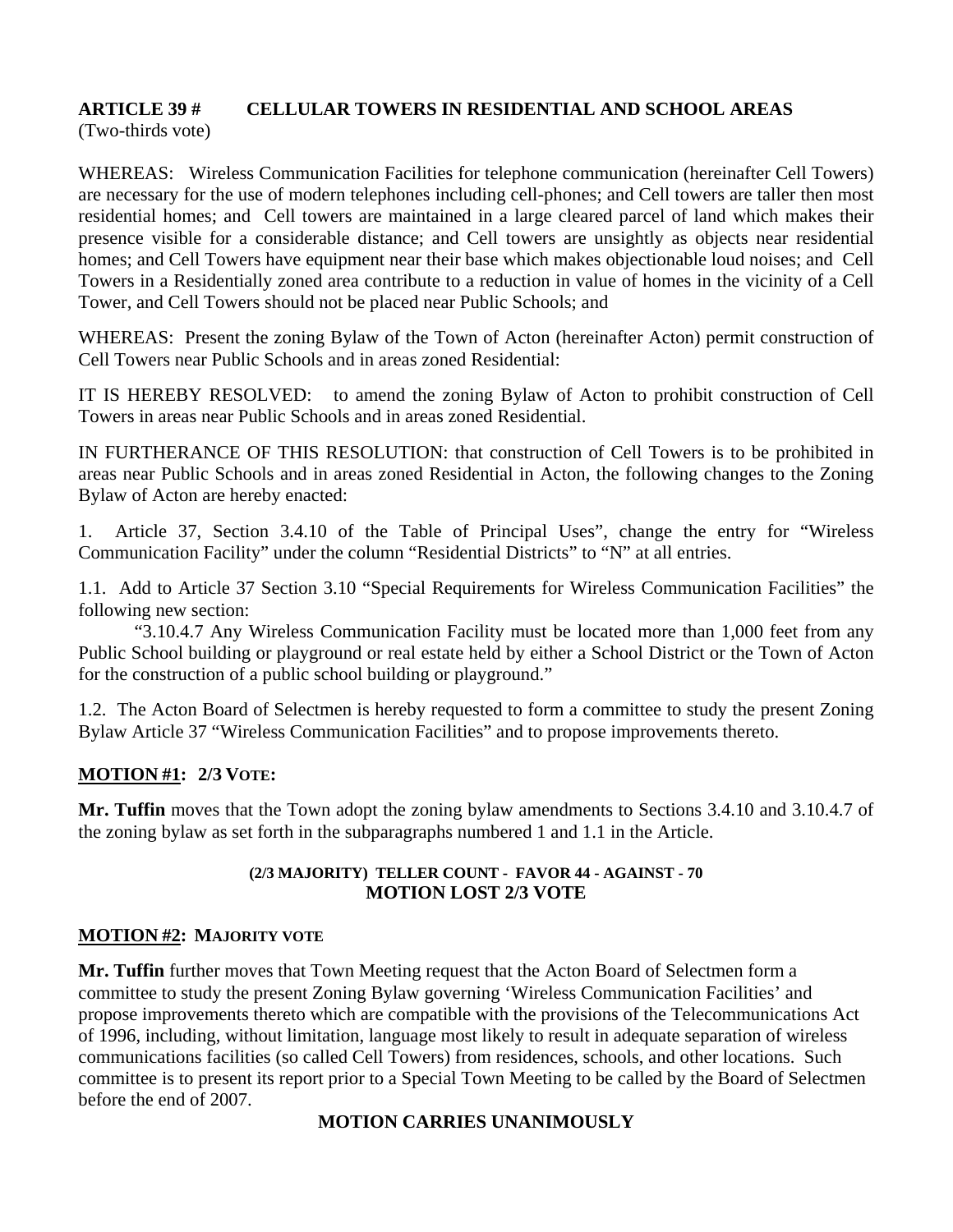**ARTICLE 39 # CELLULAR TOWERS IN RESIDENTIAL AND SCHOOL AREAS**
(Two-thirds vote)

WHEREAS: Wireless Communication Facilities for telephone communication (hereinafter Cell Towers) are necessary for the use of modern telephones including cell-phones; and Cell towers are taller then most residential homes; and Cell towers are maintained in a large cleared parcel of land which makes their presence visible for a considerable distance; and Cell towers are unsightly as objects near residential homes; and Cell Towers have equipment near their base which makes objectionable loud noises; and Cell Towers in a Residentially zoned area contribute to a reduction in value of homes in the vicinity of a Cell Tower, and Cell Towers should not be placed near Public Schools; and

WHEREAS: Present the zoning Bylaw of the Town of Acton (hereinafter Acton) permit construction of Cell Towers near Public Schools and in areas zoned Residential:

IT IS HEREBY RESOLVED: to amend the zoning Bylaw of Acton to prohibit construction of Cell Towers in areas near Public Schools and in areas zoned Residential.

IN FURTHERANCE OF THIS RESOLUTION: that construction of Cell Towers is to be prohibited in areas near Public Schools and in areas zoned Residential in Acton, the following changes to the Zoning Bylaw of Acton are hereby enacted:

1. Article 37, Section 3.4.10 of the Table of Principal Uses", change the entry for "Wireless Communication Facility" under the column "Residential Districts" to "N" at all entries.

1.1. Add to Article 37 Section 3.10 "Special Requirements for Wireless Communication Facilities" the following new section:

"3.10.4.7 Any Wireless Communication Facility must be located more than 1,000 feet from any Public School building or playground or real estate held by either a School District or the Town of Acton for the construction of a public school building or playground."

1.2. The Acton Board of Selectmen is hereby requested to form a committee to study the present Zoning Bylaw Article 37 "Wireless Communication Facilities" and to propose improvements thereto.

**MOTION #1: 2/3 VOTE:**

**Mr. Tuffin** moves that the Town adopt the zoning bylaw amendments to Sections 3.4.10 and 3.10.4.7 of the zoning bylaw as set forth in the subparagraphs numbered 1 and 1.1 in the Article.

**(2/3 MAJORITY) TELLER COUNT - FAVOR 44 - AGAINST - 70**
**MOTION LOST 2/3 VOTE**

**MOTION #2: MAJORITY VOTE**

**Mr. Tuffin** further moves that Town Meeting request that the Acton Board of Selectmen form a committee to study the present Zoning Bylaw governing 'Wireless Communication Facilities' and propose improvements thereto which are compatible with the provisions of the Telecommunications Act of 1996, including, without limitation, language most likely to result in adequate separation of wireless communications facilities (so called Cell Towers) from residences, schools, and other locations. Such committee is to present its report prior to a Special Town Meeting to be called by the Board of Selectmen before the end of 2007.

**MOTION CARRIES UNANIMOUSLY**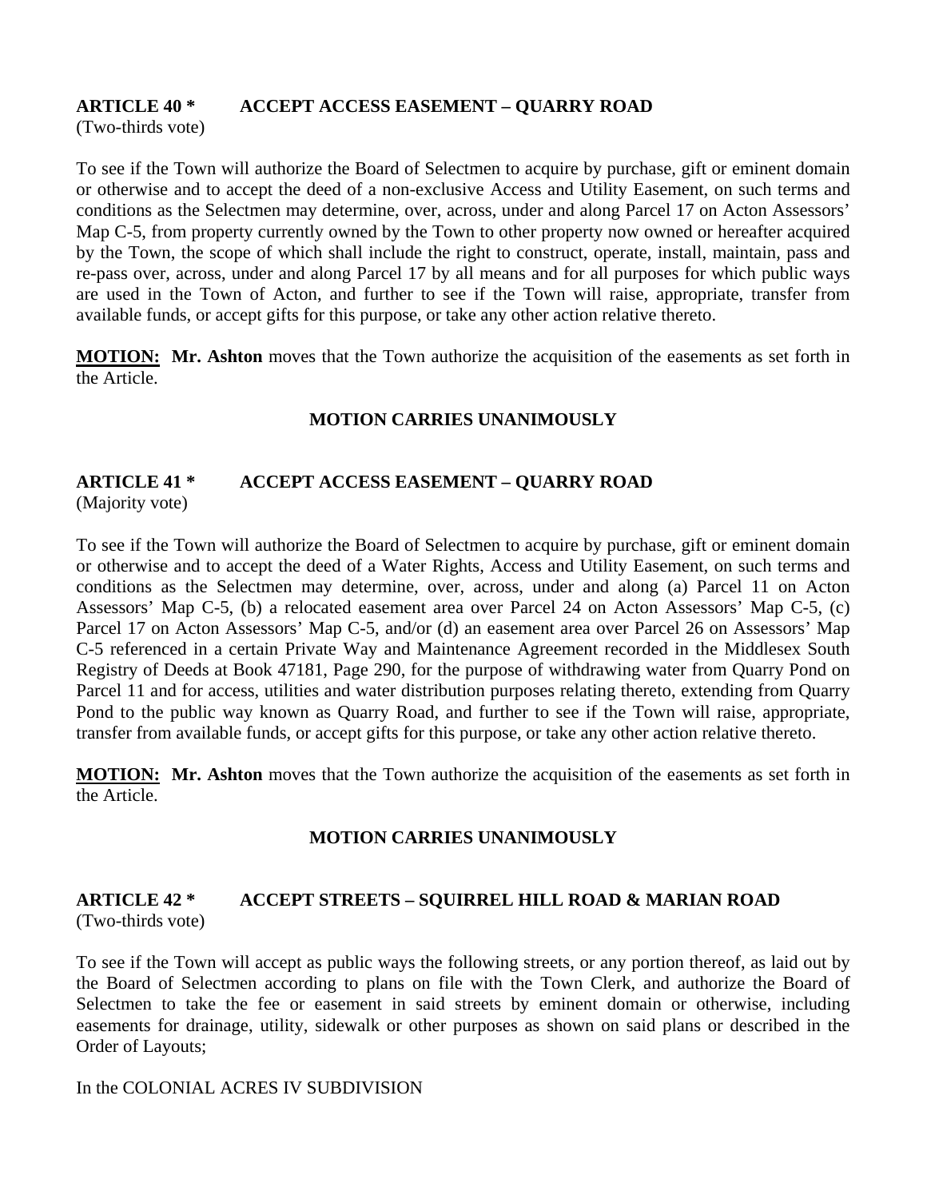**ARTICLE 40 * ACCEPT ACCESS EASEMENT – QUARRY ROAD**
(Two-thirds vote)

To see if the Town will authorize the Board of Selectmen to acquire by purchase, gift or eminent domain or otherwise and to accept the deed of a non-exclusive Access and Utility Easement, on such terms and conditions as the Selectmen may determine, over, across, under and along Parcel 17 on Acton Assessors' Map C-5, from property currently owned by the Town to other property now owned or hereafter acquired by the Town, the scope of which shall include the right to construct, operate, install, maintain, pass and re-pass over, across, under and along Parcel 17 by all means and for all purposes for which public ways are used in the Town of Acton, and further to see if the Town will raise, appropriate, transfer from available funds, or accept gifts for this purpose, or take any other action relative thereto.

**MOTION:** **Mr. Ashton** moves that the Town authorize the acquisition of the easements as set forth in the Article.

**MOTION CARRIES UNANIMOUSLY**

**ARTICLE 41 * ACCEPT ACCESS EASEMENT – QUARRY ROAD**
(Majority vote)

To see if the Town will authorize the Board of Selectmen to acquire by purchase, gift or eminent domain or otherwise and to accept the deed of a Water Rights, Access and Utility Easement, on such terms and conditions as the Selectmen may determine, over, across, under and along (a) Parcel 11 on Acton Assessors' Map C-5, (b) a relocated easement area over Parcel 24 on Acton Assessors' Map C-5, (c) Parcel 17 on Acton Assessors' Map C-5, and/or (d) an easement area over Parcel 26 on Assessors' Map C-5 referenced in a certain Private Way and Maintenance Agreement recorded in the Middlesex South Registry of Deeds at Book 47181, Page 290, for the purpose of withdrawing water from Quarry Pond on Parcel 11 and for access, utilities and water distribution purposes relating thereto, extending from Quarry Pond to the public way known as Quarry Road, and further to see if the Town will raise, appropriate, transfer from available funds, or accept gifts for this purpose, or take any other action relative thereto.

**MOTION:** **Mr. Ashton** moves that the Town authorize the acquisition of the easements as set forth in the Article.

**MOTION CARRIES UNANIMOUSLY**

**ARTICLE 42 * ACCEPT STREETS – SQUIRREL HILL ROAD & MARIAN ROAD**
(Two-thirds vote)

To see if the Town will accept as public ways the following streets, or any portion thereof, as laid out by the Board of Selectmen according to plans on file with the Town Clerk, and authorize the Board of Selectmen to take the fee or easement in said streets by eminent domain or otherwise, including easements for drainage, utility, sidewalk or other purposes as shown on said plans or described in the Order of Layouts;

In the COLONIAL ACRES IV SUBDIVISION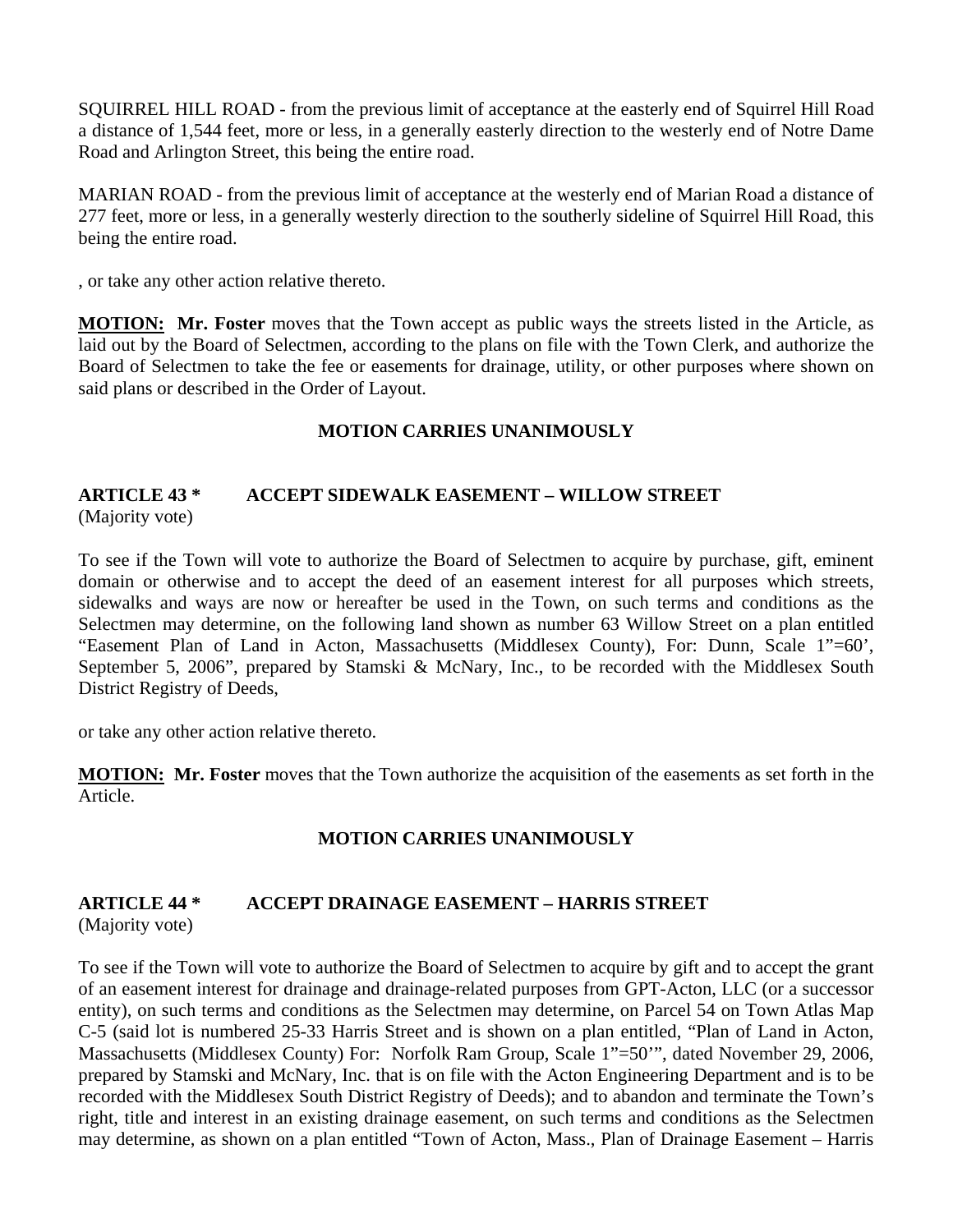SQUIRREL HILL ROAD - from the previous limit of acceptance at the easterly end of Squirrel Hill Road a distance of 1,544 feet, more or less, in a generally easterly direction to the westerly end of Notre Dame Road and Arlington Street, this being the entire road.

MARIAN ROAD - from the previous limit of acceptance at the westerly end of Marian Road a distance of 277 feet, more or less, in a generally westerly direction to the southerly sideline of Squirrel Hill Road, this being the entire road.

, or take any other action relative thereto.

**MOTION: Mr. Foster** moves that the Town accept as public ways the streets listed in the Article, as laid out by the Board of Selectmen, according to the plans on file with the Town Clerk, and authorize the Board of Selectmen to take the fee or easements for drainage, utility, or other purposes where shown on said plans or described in the Order of Layout.

**MOTION CARRIES UNANIMOUSLY**

## ARTICLE 43 * ACCEPT SIDEWALK EASEMENT – WILLOW STREET

(Majority vote)

To see if the Town will vote to authorize the Board of Selectmen to acquire by purchase, gift, eminent domain or otherwise and to accept the deed of an easement interest for all purposes which streets, sidewalks and ways are now or hereafter be used in the Town, on such terms and conditions as the Selectmen may determine, on the following land shown as number 63 Willow Street on a plan entitled "Easement Plan of Land in Acton, Massachusetts (Middlesex County), For: Dunn, Scale 1"=60', September 5, 2006", prepared by Stamski & McNary, Inc., to be recorded with the Middlesex South District Registry of Deeds,

or take any other action relative thereto.

**MOTION: Mr. Foster** moves that the Town authorize the acquisition of the easements as set forth in the Article.

**MOTION CARRIES UNANIMOUSLY**

## ARTICLE 44 * ACCEPT DRAINAGE EASEMENT – HARRIS STREET

(Majority vote)

To see if the Town will vote to authorize the Board of Selectmen to acquire by gift and to accept the grant of an easement interest for drainage and drainage-related purposes from GPT-Acton, LLC (or a successor entity), on such terms and conditions as the Selectmen may determine, on Parcel 54 on Town Atlas Map C-5 (said lot is numbered 25-33 Harris Street and is shown on a plan entitled, "Plan of Land in Acton, Massachusetts (Middlesex County) For: Norfolk Ram Group, Scale 1"=50'", dated November 29, 2006, prepared by Stamski and McNary, Inc. that is on file with the Acton Engineering Department and is to be recorded with the Middlesex South District Registry of Deeds); and to abandon and terminate the Town's right, title and interest in an existing drainage easement, on such terms and conditions as the Selectmen may determine, as shown on a plan entitled "Town of Acton, Mass., Plan of Drainage Easement – Harris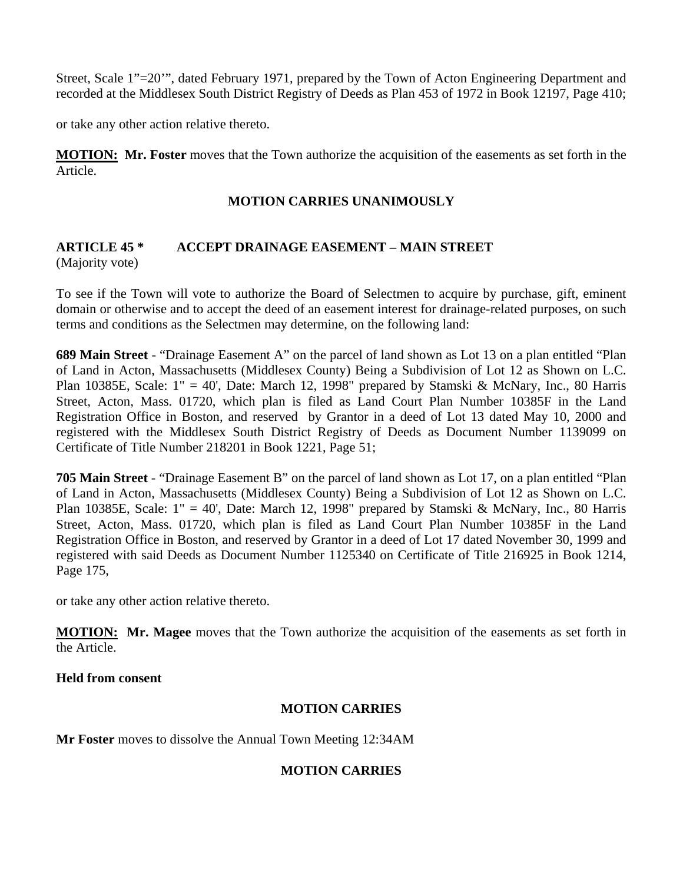Street, Scale 1"=20'", dated February 1971, prepared by the Town of Acton Engineering Department and recorded at the Middlesex South District Registry of Deeds as Plan 453 of 1972 in Book 12197, Page 410;

or take any other action relative thereto.

**MOTION: Mr. Foster** moves that the Town authorize the acquisition of the easements as set forth in the Article.

**MOTION CARRIES UNANIMOUSLY**

**ARTICLE 45 * ACCEPT DRAINAGE EASEMENT – MAIN STREET**
(Majority vote)

To see if the Town will vote to authorize the Board of Selectmen to acquire by purchase, gift, eminent domain or otherwise and to accept the deed of an easement interest for drainage-related purposes, on such terms and conditions as the Selectmen may determine, on the following land:

**689 Main Street** - "Drainage Easement A" on the parcel of land shown as Lot 13 on a plan entitled "Plan of Land in Acton, Massachusetts (Middlesex County) Being a Subdivision of Lot 12 as Shown on L.C. Plan 10385E, Scale: 1" = 40', Date: March 12, 1998" prepared by Stamski & McNary, Inc., 80 Harris Street, Acton, Mass. 01720, which plan is filed as Land Court Plan Number 10385F in the Land Registration Office in Boston, and reserved by Grantor in a deed of Lot 13 dated May 10, 2000 and registered with the Middlesex South District Registry of Deeds as Document Number 1139099 on Certificate of Title Number 218201 in Book 1221, Page 51;

**705 Main Street** - "Drainage Easement B" on the parcel of land shown as Lot 17, on a plan entitled "Plan of Land in Acton, Massachusetts (Middlesex County) Being a Subdivision of Lot 12 as Shown on L.C. Plan 10385E, Scale: 1" = 40', Date: March 12, 1998" prepared by Stamski & McNary, Inc., 80 Harris Street, Acton, Mass. 01720, which plan is filed as Land Court Plan Number 10385F in the Land Registration Office in Boston, and reserved by Grantor in a deed of Lot 17 dated November 30, 1999 and registered with said Deeds as Document Number 1125340 on Certificate of Title 216925 in Book 1214, Page 175,

or take any other action relative thereto.

**MOTION: Mr. Magee** moves that the Town authorize the acquisition of the easements as set forth in the Article.

**Held from consent**

**MOTION CARRIES**

**Mr Foster** moves to dissolve the Annual Town Meeting 12:34AM

**MOTION CARRIES**